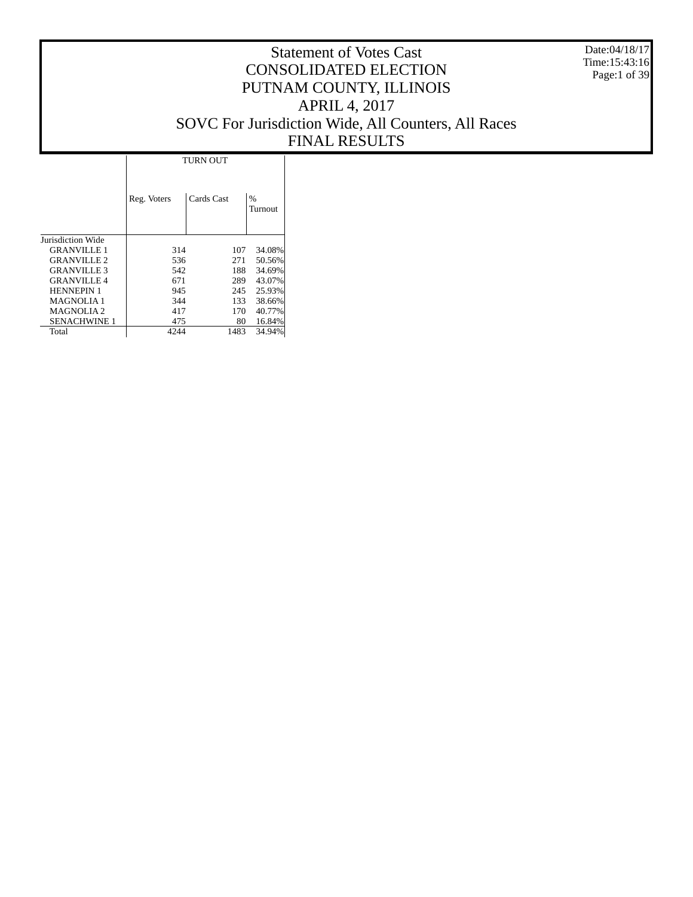# Statement of Votes Cast
# CONSOLIDATED ELECTION
# PUTNAM COUNTY, ILLINOIS
# APRIL 4, 2017
# SOVC For Jurisdiction Wide, All Counters, All Races
# FINAL RESULTS

Date:04/18/17
Time:15:43:16

| | TURN OUT | | |
|---|---|---|---|
| | Reg. Voters | Cards Cast | % Turnout |
| Jurisdiction Wide | | | |
| GRANVILLE 1 | 314 | 107 | 34.08% |
| GRANVILLE 2 | 536 | 271 | 50.56% |
| GRANVILLE 3 | 542 | 188 | 34.69% |
| GRANVILLE 4 | 671 | 289 | 43.07% |
| HENNEPIN 1 | 945 | 245 | 25.93% |
| MAGNOLIA 1 | 344 | 133 | 38.66% |
| MAGNOLIA 2 | 417 | 170 | 40.77% |
| SENACHWINE 1 | 475 | 80 | 16.84% |
| Total | 4244 | 1483 | 34.94% |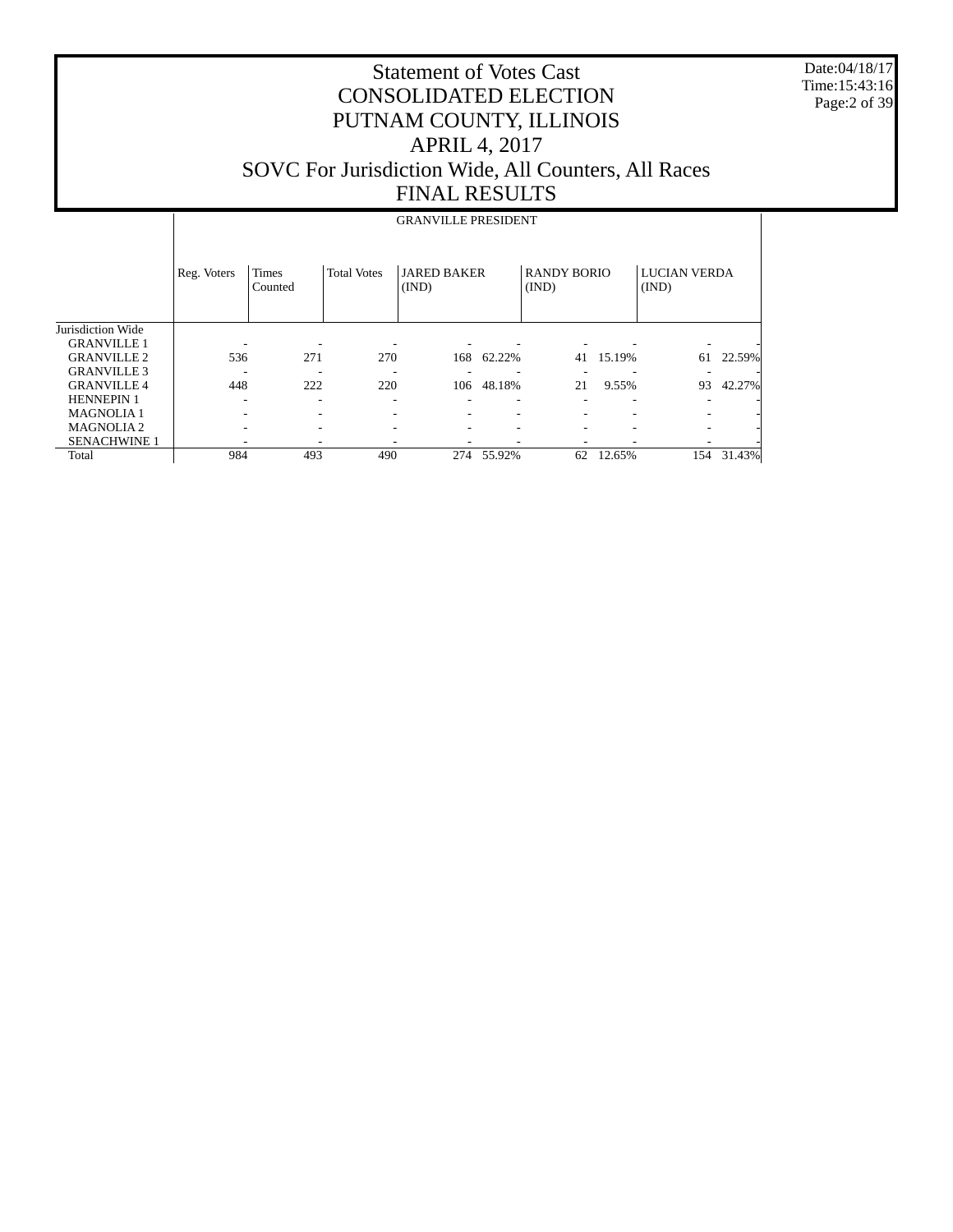# Statement of Votes Cast
# CONSOLIDATED ELECTION
# PUTNAM COUNTY, ILLINOIS
# APRIL 4, 2017
# SOVC For Jurisdiction Wide, All Counters, All Races
# FINAL RESULTS

Date:04/18/17
Time:15:43:16

| | GRANVILLE PRESIDENT | | | | | | | | |
|---|---|---|---|---|---|---|---|---|---|
| | Reg. Voters | Times Counted | Total Votes | JARED BAKER (IND) | | RANDY BORIO (IND) | | LUCIAN VERDA (IND) | |
| Jurisdiction Wide | | | | | | | | | |
| GRANVILLE 1 | - | - | - | - | - | - | - | - | - |
| GRANVILLE 2 | 536 | 271 | 270 | 168 | 62.22% | 41 | 15.19% | 61 | 22.59% |
| GRANVILLE 3 | - | - | - | - | - | - | - | - | - |
| GRANVILLE 4 | 448 | 222 | 220 | 106 | 48.18% | 21 | 9.55% | 93 | 42.27% |
| HENNEPIN 1 | - | - | - | - | - | - | - | - | - |
| MAGNOLIA 1 | - | - | - | - | - | - | - | - | - |
| MAGNOLIA 2 | - | - | - | - | - | - | - | - | - |
| SENACHWINE 1 | - | - | - | - | - | - | - | - | - |
| Total | 984 | 493 | 490 | 274 | 55.92% | 62 | 12.65% | 154 | 31.43% |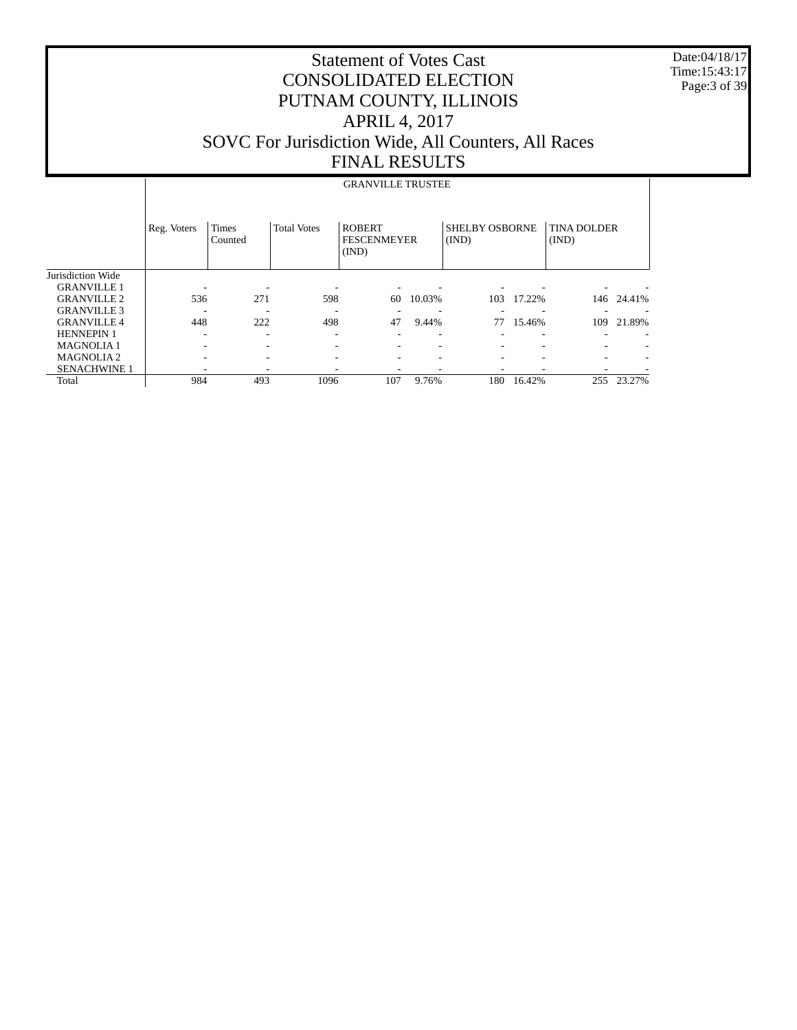# Statement of Votes Cast
# CONSOLIDATED ELECTION
# PUTNAM COUNTY, ILLINOIS
# APRIL 4, 2017
# SOVC For Jurisdiction Wide, All Counters, All Races
# FINAL RESULTS

Date:04/18/17
Time:15:43:17

## GRANVILLE TRUSTEE

| | Reg. Voters | Times Counted | Total Votes | ROBERT FESCENMEYER (IND) | | SHELBY OSBORNE (IND) | | TINA DOLDER (IND) | |
|---|---|---|---|---|---|---|---|---|---|
| Jurisdiction Wide | | | | | | | | | |
| GRANVILLE 1 | - | - | - | - | - | - | - | - | - |
| GRANVILLE 2 | 536 | 271 | 598 | 60 | 10.03% | 103 | 17.22% | 146 | 24.41% |
| GRANVILLE 3 | - | - | - | - | - | - | - | - | - |
| GRANVILLE 4 | 448 | 222 | 498 | 47 | 9.44% | 77 | 15.46% | 109 | 21.89% |
| HENNEPIN 1 | - | - | - | - | - | - | - | - | - |
| MAGNOLIA 1 | - | - | - | - | - | - | - | - | - |
| MAGNOLIA 2 | - | - | - | - | - | - | - | - | - |
| SENACHWINE 1 | - | - | - | - | - | - | - | - | - |
| Total | 984 | 493 | 1096 | 107 | 9.76% | 180 | 16.42% | 255 | 23.27% |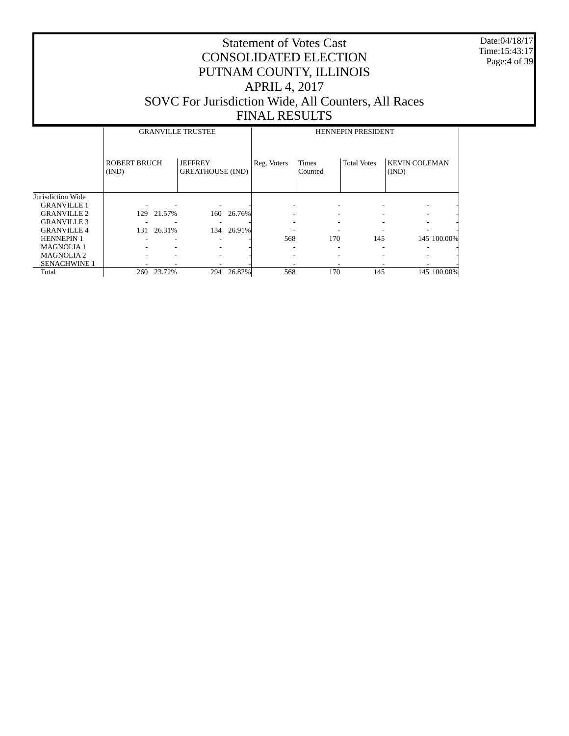# Statement of Votes Cast
# CONSOLIDATED ELECTION
# PUTNAM COUNTY, ILLINOIS
# APRIL 4, 2017
# SOVC For Jurisdiction Wide, All Counters, All Races
# FINAL RESULTS

Date:04/18/17
Time:15:43:17

| | GRANVILLE TRUSTEE | | | | HENNEPIN PRESIDENT | | | | |
|---|---|---|---|---|---|---|---|---|---|
| | ROBERT BRUCH (IND) | | JEFFREY GREATHOUSE (IND) | | Reg. Voters | Times Counted | Total Votes | KEVIN COLEMAN (IND) | |
| Jurisdiction Wide | | | | | | | | | |
| GRANVILLE 1 | - | - | - | - | - | - | - | - | - |
| GRANVILLE 2 | 129 | 21.57% | 160 | 26.76% | - | - | - | - | - |
| GRANVILLE 3 | - | - | - | - | - | - | - | - | - |
| GRANVILLE 4 | 131 | 26.31% | 134 | 26.91% | - | - | - | - | - |
| HENNEPIN 1 | - | - | - | - | 568 | 170 | 145 | 145 | 100.00% |
| MAGNOLIA 1 | - | - | - | - | - | - | - | - | - |
| MAGNOLIA 2 | - | - | - | - | - | - | - | - | - |
| SENACHWINE 1 | - | - | - | - | - | - | - | - | - |
| Total | 260 | 23.72% | 294 | 26.82% | 568 | 170 | 145 | 145 | 100.00% |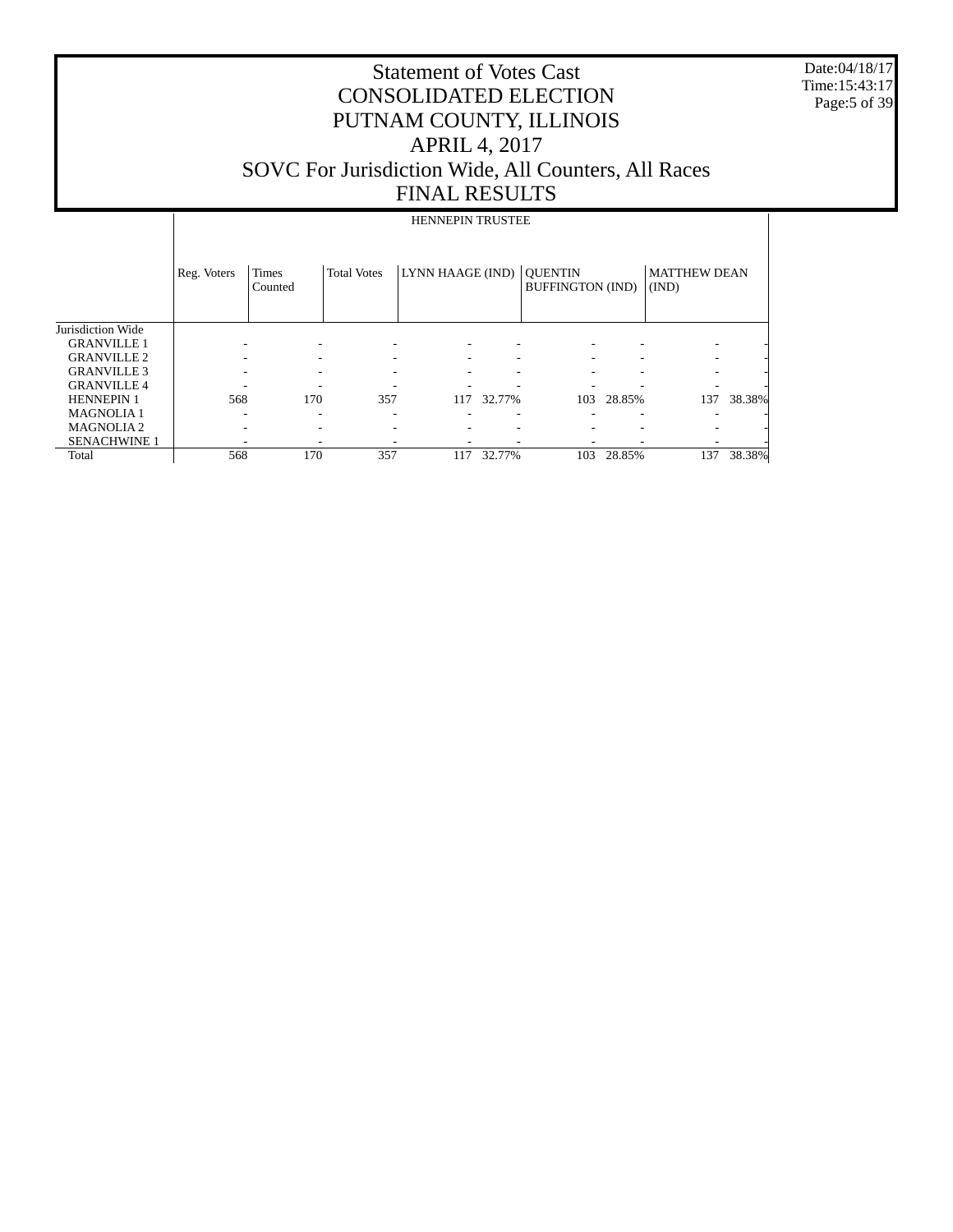# Statement of Votes Cast
## CONSOLIDATED ELECTION
## PUTNAM COUNTY, ILLINOIS
## APRIL 4, 2017
## SOVC For Jurisdiction Wide, All Counters, All Races
## FINAL RESULTS

Date:04/18/17
Time:15:43:17

| | HENNEPIN TRUSTEE | | | | | | | | |
|---|---|---|---|---|---|---|---|---|---|
| | Reg. Voters | Times Counted | Total Votes | LYNN HAAGE (IND) | | QUENTIN BUFFINGTON (IND) | | MATTHEW DEAN (IND) | |
| Jurisdiction Wide | | | | | | | | | |
| GRANVILLE 1 | - | - | - | - | - | - | - | - | - |
| GRANVILLE 2 | - | - | - | - | - | - | - | - | - |
| GRANVILLE 3 | - | - | - | - | - | - | - | - | - |
| GRANVILLE 4 | - | - | - | - | - | - | - | - | - |
| HENNEPIN 1 | 568 | 170 | 357 | 117 | 32.77% | 103 | 28.85% | 137 | 38.38% |
| MAGNOLIA 1 | - | - | - | - | - | - | - | - | - |
| MAGNOLIA 2 | - | - | - | - | - | - | - | - | - |
| SENACHWINE 1 | - | - | - | - | - | - | - | - | - |
| Total | 568 | 170 | 357 | 117 | 32.77% | 103 | 28.85% | 137 | 38.38% |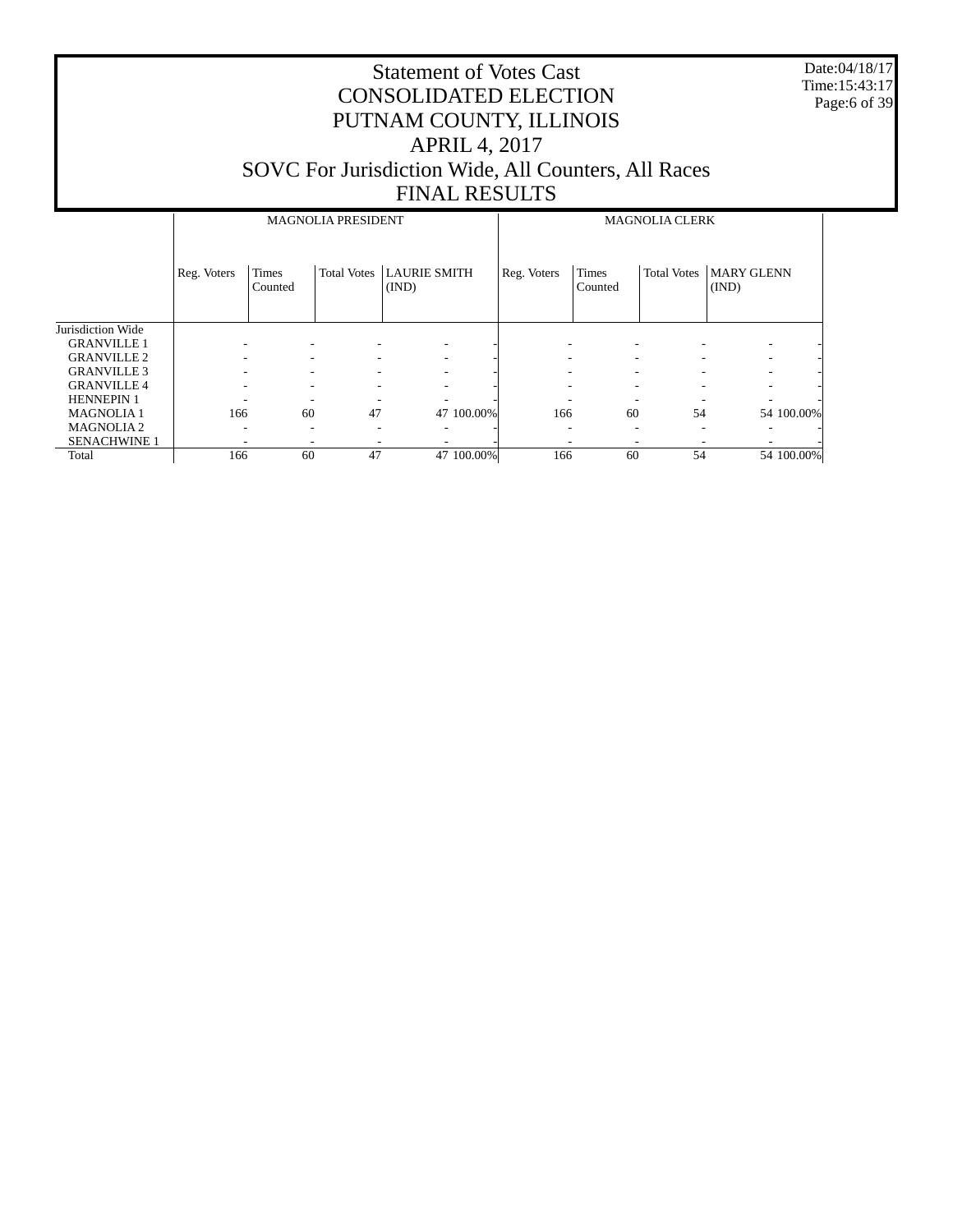# Statement of Votes Cast
# CONSOLIDATED ELECTION
# PUTNAM COUNTY, ILLINOIS
# APRIL 4, 2017
# SOVC For Jurisdiction Wide, All Counters, All Races
# FINAL RESULTS

Date:04/18/17
Time:15:43:17

| | MAGNOLIA PRESIDENT | | | | | MAGNOLIA CLERK | | | | |
|---|---|---|---|---|---|---|---|---|---|---|
| | Reg. Voters | Times Counted | Total Votes | LAURIE SMITH (IND) | | Reg. Voters | Times Counted | Total Votes | MARY GLENN (IND) | |
| Jurisdiction Wide | | | | | | | | | | |
| GRANVILLE 1 | - | - | - | - | - | - | - | - | - | - |
| GRANVILLE 2 | - | - | - | - | - | - | - | - | - | - |
| GRANVILLE 3 | - | - | - | - | - | - | - | - | - | - |
| GRANVILLE 4 | - | - | - | - | - | - | - | - | - | - |
| HENNEPIN 1 | - | - | - | - | - | - | - | - | - | - |
| MAGNOLIA 1 | 166 | 60 | 47 | 47 | 100.00% | 166 | 60 | 54 | 54 | 100.00% |
| MAGNOLIA 2 | - | - | - | - | - | - | - | - | - | - |
| SENACHWINE 1 | - | - | - | - | - | - | - | - | - | - |
| Total | 166 | 60 | 47 | 47 | 100.00% | 166 | 60 | 54 | 54 | 100.00% |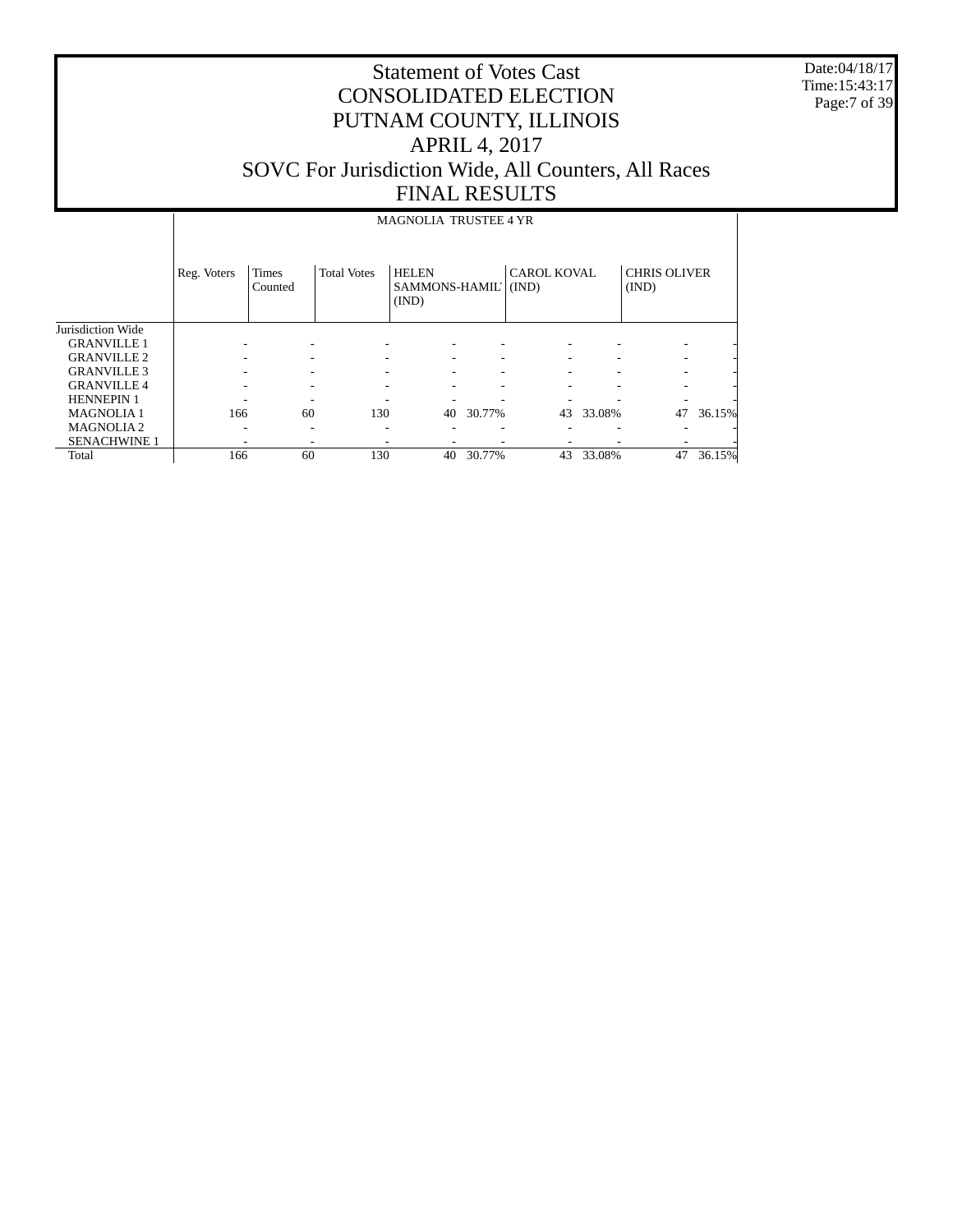# Statement of Votes Cast
# CONSOLIDATED ELECTION
# PUTNAM COUNTY, ILLINOIS
# APRIL 4, 2017
# SOVC For Jurisdiction Wide, All Counters, All Races
# FINAL RESULTS

Date:04/18/17
Time:15:43:17

| | MAGNOLIA TRUSTEE 4 YR | | | | | | | | |
|---|---|---|---|---|---|---|---|---|---|
| | Reg. Voters | Times Counted | Total Votes | HELEN SAMMONS-HAMIL' (IND) | | CAROL KOVAL (IND) | | CHRIS OLIVER (IND) | |
| Jurisdiction Wide | | | | | | | | | |
| GRANVILLE 1 | - | - | - | - | - | - | - | - | - |
| GRANVILLE 2 | - | - | - | - | - | - | - | - | - |
| GRANVILLE 3 | - | - | - | - | - | - | - | - | - |
| GRANVILLE 4 | - | - | - | - | - | - | - | - | - |
| HENNEPIN 1 | - | - | - | - | - | - | - | - | - |
| MAGNOLIA 1 | 166 | 60 | 130 | 40 | 30.77% | 43 | 33.08% | 47 | 36.15% |
| MAGNOLIA 2 | - | - | - | - | - | - | - | - | - |
| SENACHWINE 1 | - | - | - | - | - | - | - | - | - |
| Total | 166 | 60 | 130 | 40 | 30.77% | 43 | 33.08% | 47 | 36.15% |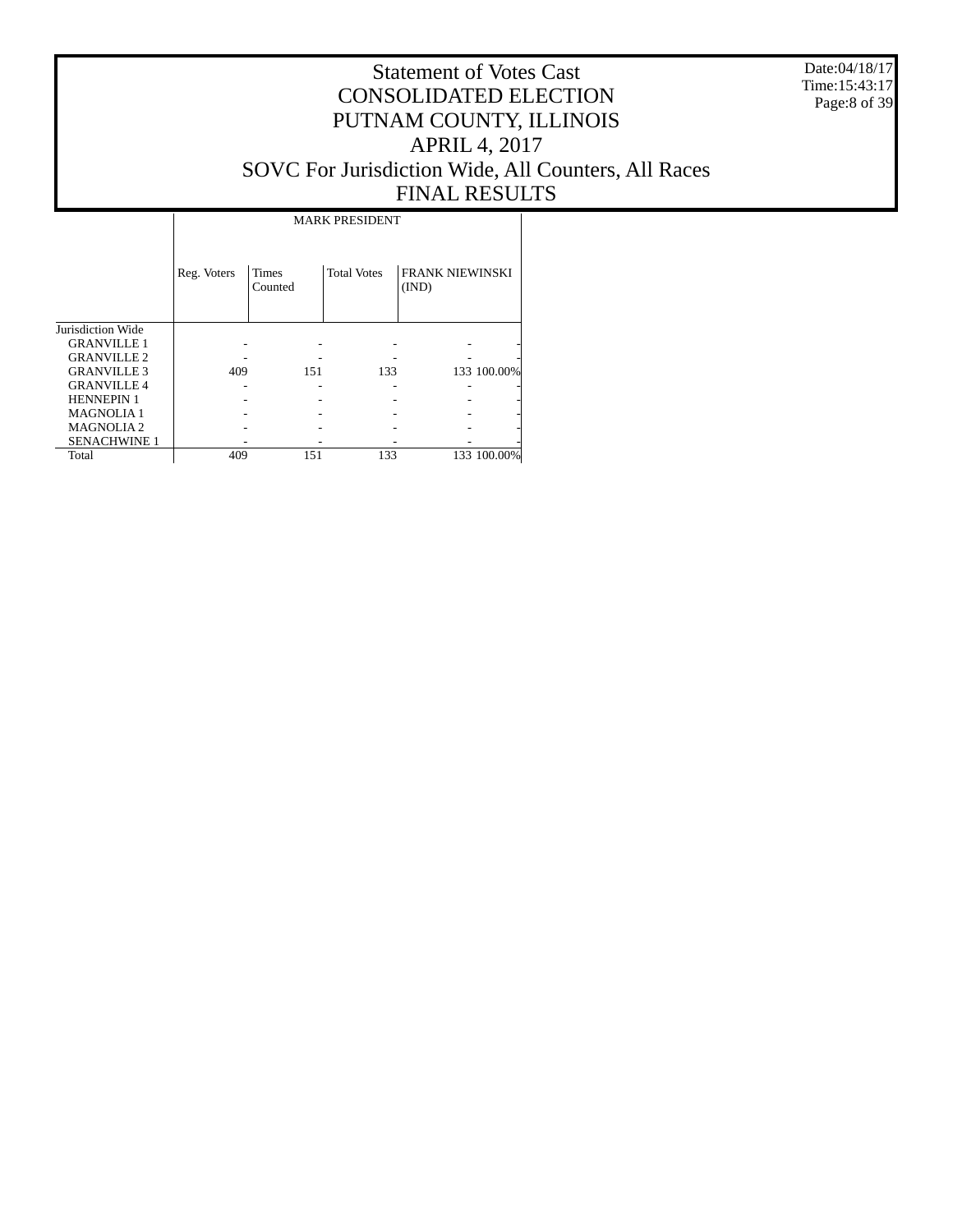# Statement of Votes Cast
# CONSOLIDATED ELECTION
# PUTNAM COUNTY, ILLINOIS
# APRIL 4, 2017
# SOVC For Jurisdiction Wide, All Counters, All Races
# FINAL RESULTS

Date:04/18/17
Time:15:43:17

| | MARK PRESIDENT | | | | |
|---|---|---|---|---|---|
| | Reg. Voters | Times Counted | Total Votes | FRANK NIEWINSKI (IND) | |
| Jurisdiction Wide | | | | | |
| GRANVILLE 1 | - | - | - | - | - |
| GRANVILLE 2 | - | - | - | - | - |
| GRANVILLE 3 | 409 | 151 | 133 | 133 | 100.00% |
| GRANVILLE 4 | - | - | - | - | - |
| HENNEPIN 1 | - | - | - | - | - |
| MAGNOLIA 1 | - | - | - | - | - |
| MAGNOLIA 2 | - | - | - | - | - |
| SENACHWINE 1 | - | - | - | - | - |
| Total | 409 | 151 | 133 | 133 | 100.00% |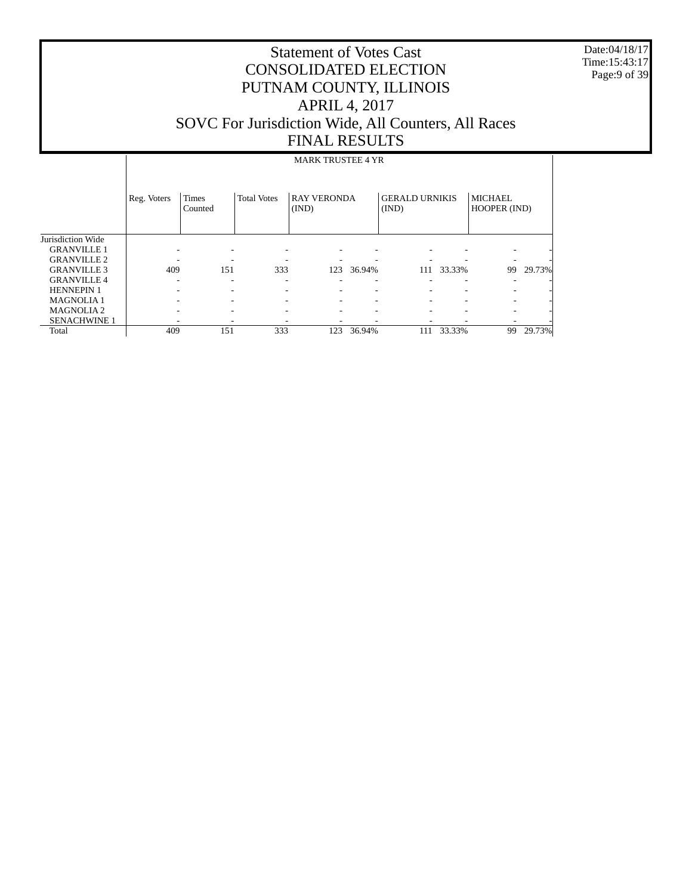# Statement of Votes Cast
# CONSOLIDATED ELECTION
# PUTNAM COUNTY, ILLINOIS
# APRIL 4, 2017
# SOVC For Jurisdiction Wide, All Counters, All Races
# FINAL RESULTS

Date:04/18/17
Time:15:43:17

| | MARK TRUSTEE 4 YR | | | | | | | | |
|---|---|---|---|---|---|---|---|---|---|
| | Reg. Voters | Times Counted | Total Votes | RAY VERONDA (IND) | | GERALD URNIKIS (IND) | | MICHAEL HOOPER (IND) | |
| Jurisdiction Wide | | | | | | | | | |
| GRANVILLE 1 | - | - | - | - | - | - | - | - | - |
| GRANVILLE 2 | - | - | - | - | - | - | - | - | - |
| GRANVILLE 3 | 409 | 151 | 333 | 123 | 36.94% | 111 | 33.33% | 99 | 29.73% |
| GRANVILLE 4 | - | - | - | - | - | - | - | - | - |
| HENNEPIN 1 | - | - | - | - | - | - | - | - | - |
| MAGNOLIA 1 | - | - | - | - | - | - | - | - | - |
| MAGNOLIA 2 | - | - | - | - | - | - | - | - | - |
| SENACHWINE 1 | - | - | - | - | - | - | - | - | - |
| Total | 409 | 151 | 333 | 123 | 36.94% | 111 | 33.33% | 99 | 29.73% |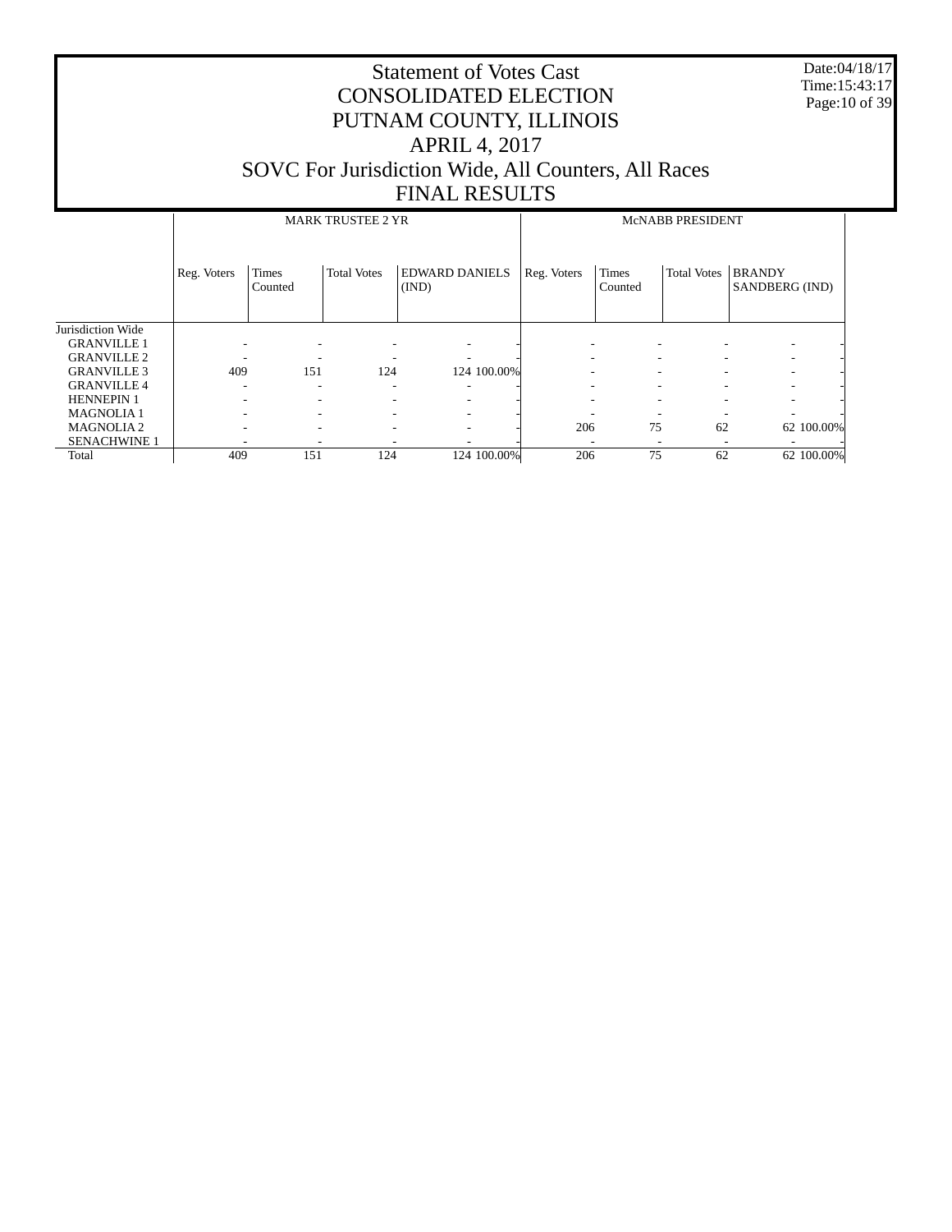# Statement of Votes Cast
# CONSOLIDATED ELECTION
# PUTNAM COUNTY, ILLINOIS
# APRIL 4, 2017
# SOVC For Jurisdiction Wide, All Counters, All Races
# FINAL RESULTS

Date:04/18/17
Time:15:43:17

| | MARK TRUSTEE 2 YR | | | | | McNABB PRESIDENT | | | | |
|---|---|---|---|---|---|---|---|---|---|---|
| | Reg. Voters | Times Counted | Total Votes | EDWARD DANIELS (IND) | | Reg. Voters | Times Counted | Total Votes | BRANDY SANDBERG (IND) | |
| Jurisdiction Wide | | | | | | | | | | |
| GRANVILLE 1 | - | - | - | - | - | - | - | - | - | - |
| GRANVILLE 2 | - | - | - | - | - | - | - | - | - | - |
| GRANVILLE 3 | 409 | 151 | 124 | 124 | 100.00% | - | - | - | - | - |
| GRANVILLE 4 | - | - | - | - | - | - | - | - | - | - |
| HENNEPIN 1 | - | - | - | - | - | - | - | - | - | - |
| MAGNOLIA 1 | - | - | - | - | - | - | - | - | - | - |
| MAGNOLIA 2 | - | - | - | - | - | 206 | 75 | 62 | 62 | 100.00% |
| SENACHWINE 1 | - | - | - | - | - | - | - | - | - | - |
| Total | 409 | 151 | 124 | 124 | 100.00% | 206 | 75 | 62 | 62 | 100.00% |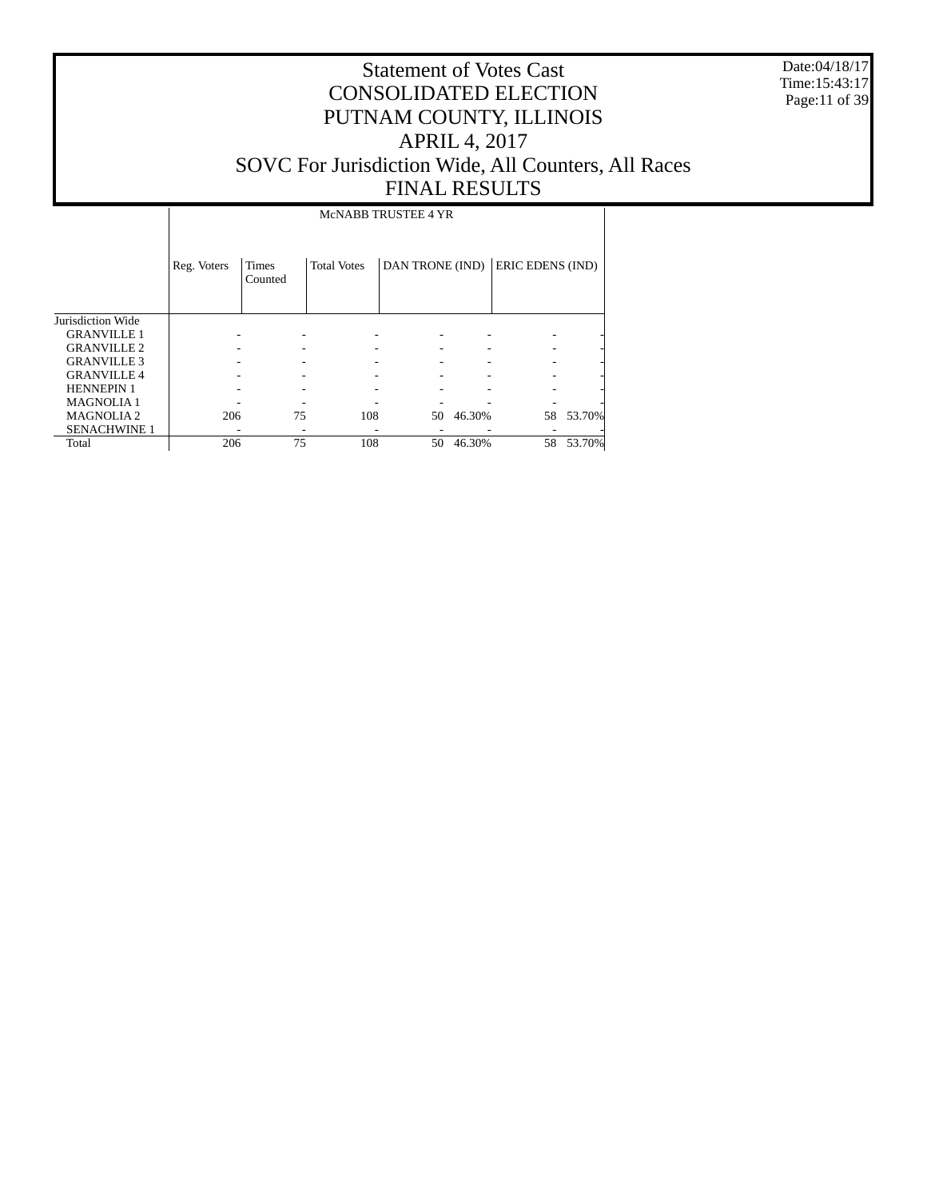# Statement of Votes Cast
# CONSOLIDATED ELECTION
# PUTNAM COUNTY, ILLINOIS
# APRIL 4, 2017
# SOVC For Jurisdiction Wide, All Counters, All Races
# FINAL RESULTS

Date:04/18/17
Time:15:43:17

| | McNABB TRUSTEE 4 YR | | | | | | |
|---|---|---|---|---|---|---|---|
| | Reg. Voters | Times Counted | Total Votes | DAN TRONE (IND) | | ERIC EDENS (IND) | |
| Jurisdiction Wide | | | | | | | |
| GRANVILLE 1 | - | - | - | - | - | - | - |
| GRANVILLE 2 | - | - | - | - | - | - | - |
| GRANVILLE 3 | - | - | - | - | - | - | - |
| GRANVILLE 4 | - | - | - | - | - | - | - |
| HENNEPIN 1 | - | - | - | - | - | - | - |
| MAGNOLIA 1 | - | - | - | - | - | - | - |
| MAGNOLIA 2 | 206 | 75 | 108 | 50 | 46.30% | 58 | 53.70% |
| SENACHWINE 1 | - | - | - | - | - | - | - |
| Total | 206 | 75 | 108 | 50 | 46.30% | 58 | 53.70% |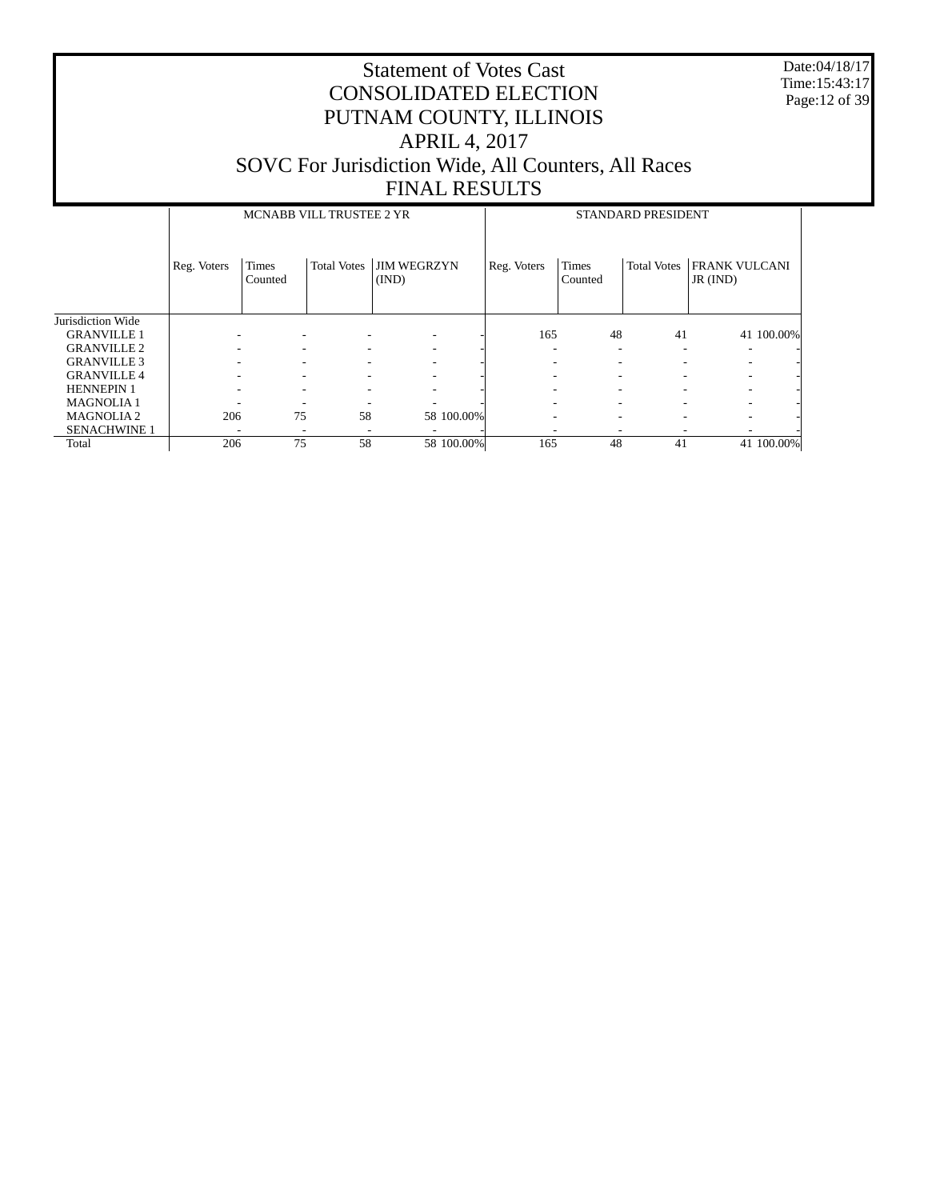# Statement of Votes Cast
# CONSOLIDATED ELECTION
# PUTNAM COUNTY, ILLINOIS
# APRIL 4, 2017
# SOVC For Jurisdiction Wide, All Counters, All Races
# FINAL RESULTS

Date:04/18/17
Time:15:43:17

| | MCNABB VILL TRUSTEE 2 YR | | | | | STANDARD PRESIDENT | | | | |
|---|---|---|---|---|---|---|---|---|---|---|
| | Reg. Voters | Times Counted | Total Votes | JIM WEGRZYN (IND) | | Reg. Voters | Times Counted | Total Votes | FRANK VULCANI JR (IND) | |
| Jurisdiction Wide | | | | | | | | | | |
| GRANVILLE 1 | - | - | - | - | - | 165 | 48 | 41 | 41 | 100.00% |
| GRANVILLE 2 | - | - | - | - | - | - | - | - | - | - |
| GRANVILLE 3 | - | - | - | - | - | - | - | - | - | - |
| GRANVILLE 4 | - | - | - | - | - | - | - | - | - | - |
| HENNEPIN 1 | - | - | - | - | - | - | - | - | - | - |
| MAGNOLIA 1 | - | - | - | - | - | - | - | - | - | - |
| MAGNOLIA 2 | 206 | 75 | 58 | 58 | 100.00% | - | - | - | - | - |
| SENACHWINE 1 | - | - | - | - | - | - | - | - | - | - |
| Total | 206 | 75 | 58 | 58 | 100.00% | 165 | 48 | 41 | 41 | 100.00% |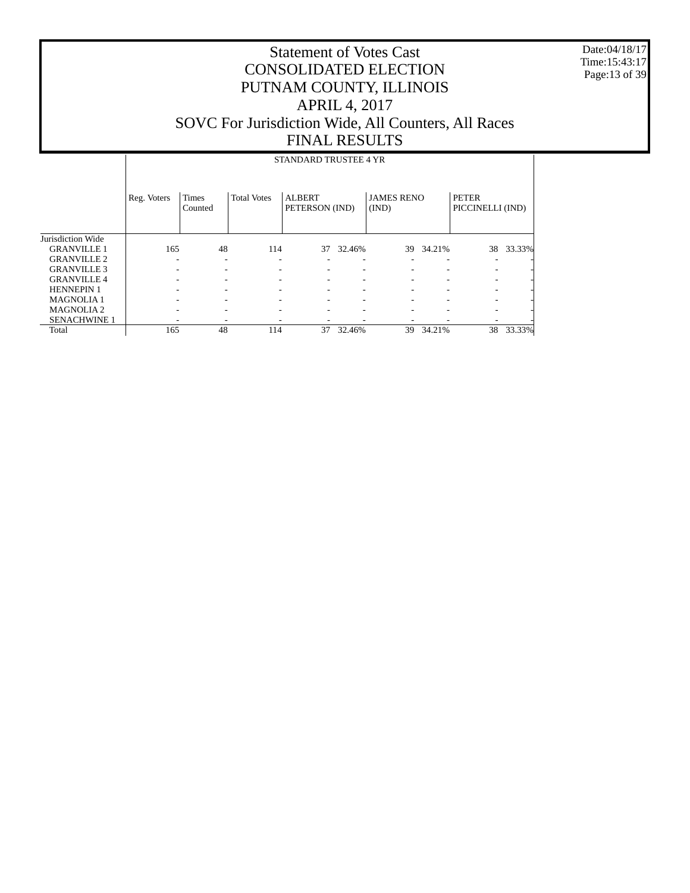# Statement of Votes Cast
# CONSOLIDATED ELECTION
# PUTNAM COUNTY, ILLINOIS
# APRIL 4, 2017
# SOVC For Jurisdiction Wide, All Counters, All Races
# FINAL RESULTS

Date:04/18/17
Time:15:43:17

| | STANDARD TRUSTEE 4 YR | | | | | | | | |
|---|---|---|---|---|---|---|---|---|---|
| | Reg. Voters | Times Counted | Total Votes | ALBERT PETERSON (IND) | | JAMES RENO (IND) | | PETER PICCINELLI (IND) | |
| Jurisdiction Wide | | | | | | | | | |
| GRANVILLE 1 | 165 | 48 | 114 | 37 | 32.46% | 39 | 34.21% | 38 | 33.33% |
| GRANVILLE 2 | - | - | - | - | - | - | - | - | - |
| GRANVILLE 3 | - | - | - | - | - | - | - | - | - |
| GRANVILLE 4 | - | - | - | - | - | - | - | - | - |
| HENNEPIN 1 | - | - | - | - | - | - | - | - | - |
| MAGNOLIA 1 | - | - | - | - | - | - | - | - | - |
| MAGNOLIA 2 | - | - | - | - | - | - | - | - | - |
| SENACHWINE 1 | - | - | - | - | - | - | - | - | - |
| Total | 165 | 48 | 114 | 37 | 32.46% | 39 | 34.21% | 38 | 33.33% |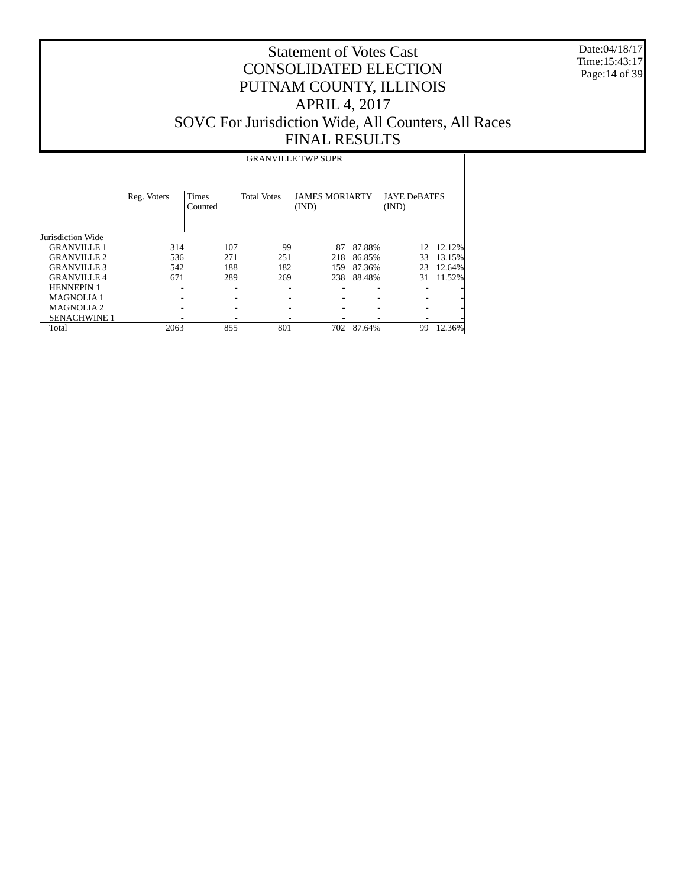# Statement of Votes Cast
# CONSOLIDATED ELECTION
# PUTNAM COUNTY, ILLINOIS
# APRIL 4, 2017
# SOVC For Jurisdiction Wide, All Counters, All Races
# FINAL RESULTS

Date:04/18/17
Time:15:43:17

| | GRANVILLE TWP SUPR | | | | | | |
|---|---|---|---|---|---|---|---|
| | Reg. Voters | Times Counted | Total Votes | JAMES MORIARTY (IND) | | JAYE DeBATES (IND) | |
| Jurisdiction Wide | | | | | | | |
| GRANVILLE 1 | 314 | 107 | 99 | 87 | 87.88% | 12 | 12.12% |
| GRANVILLE 2 | 536 | 271 | 251 | 218 | 86.85% | 33 | 13.15% |
| GRANVILLE 3 | 542 | 188 | 182 | 159 | 87.36% | 23 | 12.64% |
| GRANVILLE 4 | 671 | 289 | 269 | 238 | 88.48% | 31 | 11.52% |
| HENNEPIN 1 | - | - | - | - | - | - | - |
| MAGNOLIA 1 | - | - | - | - | - | - | - |
| MAGNOLIA 2 | - | - | - | - | - | - | - |
| SENACHWINE 1 | - | - | - | - | - | - | - |
| Total | 2063 | 855 | 801 | 702 | 87.64% | 99 | 12.36% |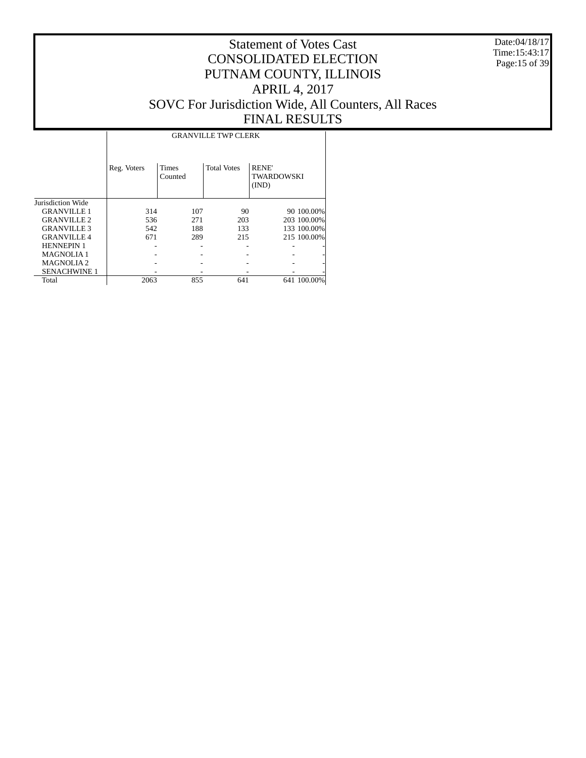# Statement of Votes Cast
# CONSOLIDATED ELECTION
# PUTNAM COUNTY, ILLINOIS
# APRIL 4, 2017
# SOVC For Jurisdiction Wide, All Counters, All Races
# FINAL RESULTS

Date:04/18/17
Time:15:43:17

| | GRANVILLE TWP CLERK | | | | |
|---|---|---|---|---|---|
| | Reg. Voters | Times Counted | Total Votes | RENE' TWARDOWSKI (IND) | |
| Jurisdiction Wide | | | | | |
| GRANVILLE 1 | 314 | 107 | 90 | 90 | 100.00% |
| GRANVILLE 2 | 536 | 271 | 203 | 203 | 100.00% |
| GRANVILLE 3 | 542 | 188 | 133 | 133 | 100.00% |
| GRANVILLE 4 | 671 | 289 | 215 | 215 | 100.00% |
| HENNEPIN 1 | - | - | - | - | - |
| MAGNOLIA 1 | - | - | - | - | - |
| MAGNOLIA 2 | - | - | - | - | - |
| SENACHWINE 1 | - | - | - | - | - |
| Total | 2063 | 855 | 641 | 641 | 100.00% |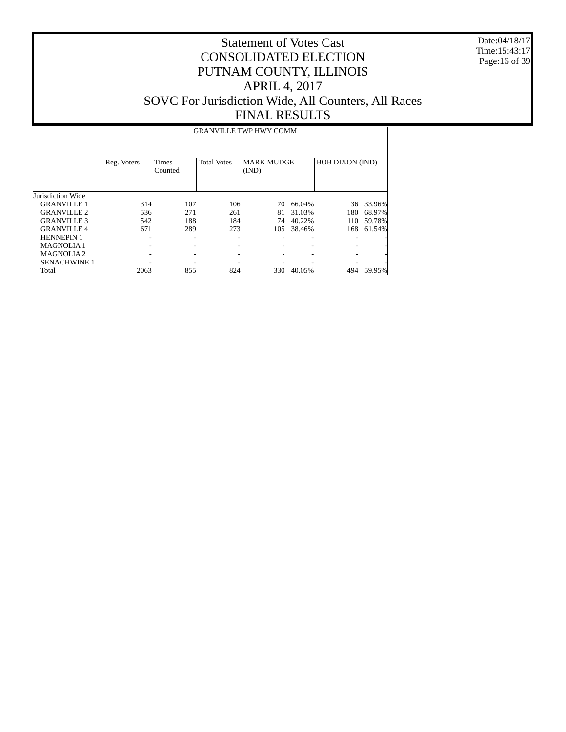# Statement of Votes Cast
# CONSOLIDATED ELECTION
# PUTNAM COUNTY, ILLINOIS
# APRIL 4, 2017
# SOVC For Jurisdiction Wide, All Counters, All Races
# FINAL RESULTS

Date:04/18/17
Time:15:43:17

| | GRANVILLE TWP HWY COMM | | | | | | |
|---|---|---|---|---|---|---|---|
| | Reg. Voters | Times Counted | Total Votes | MARK MUDGE (IND) | | BOB DIXON (IND) | |
| Jurisdiction Wide | | | | | | | |
| GRANVILLE 1 | 314 | 107 | 106 | 70 | 66.04% | 36 | 33.96% |
| GRANVILLE 2 | 536 | 271 | 261 | 81 | 31.03% | 180 | 68.97% |
| GRANVILLE 3 | 542 | 188 | 184 | 74 | 40.22% | 110 | 59.78% |
| GRANVILLE 4 | 671 | 289 | 273 | 105 | 38.46% | 168 | 61.54% |
| HENNEPIN 1 | - | - | - | - | - | - | - |
| MAGNOLIA 1 | - | - | - | - | - | - | - |
| MAGNOLIA 2 | - | - | - | - | - | - | - |
| SENACHWINE 1 | - | - | - | - | - | - | - |
| Total | 2063 | 855 | 824 | 330 | 40.05% | 494 | 59.95% |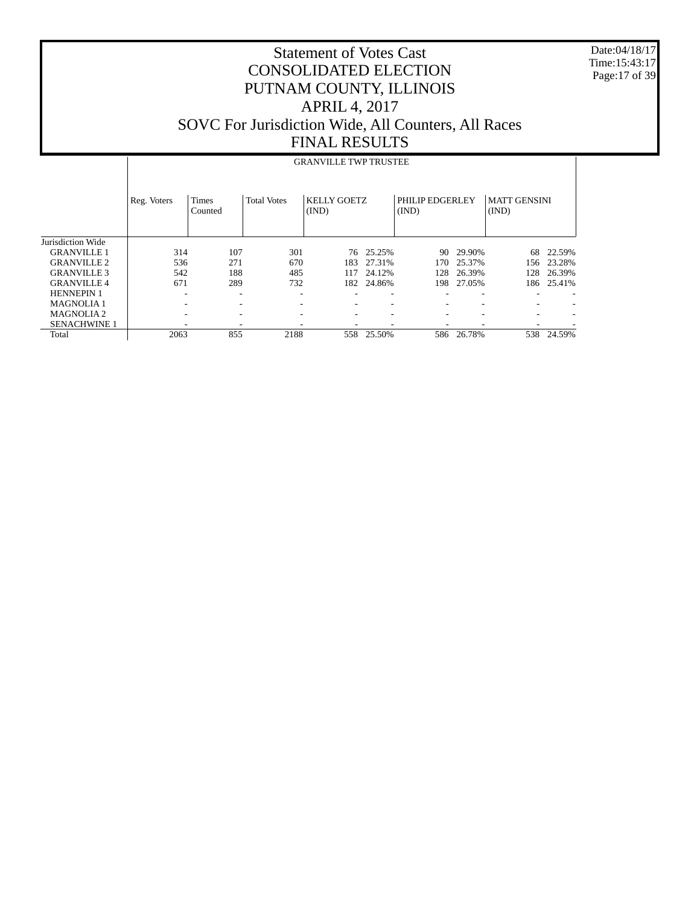# Statement of Votes Cast
# CONSOLIDATED ELECTION
# PUTNAM COUNTY, ILLINOIS
# APRIL 4, 2017
# SOVC For Jurisdiction Wide, All Counters, All Races
# FINAL RESULTS

Date:04/18/17
Time:15:43:17

GRANVILLE TWP TRUSTEE

| | Reg. Voters | Times Counted | Total Votes | KELLY GOETZ (IND) | | PHILIP EDGERLEY (IND) | | MATT GENSINI (IND) | |
|---|---|---|---|---|---|---|---|---|---|
| Jurisdiction Wide | | | | | | | | | |
| GRANVILLE 1 | 314 | 107 | 301 | 76 | 25.25% | 90 | 29.90% | 68 | 22.59% |
| GRANVILLE 2 | 536 | 271 | 670 | 183 | 27.31% | 170 | 25.37% | 156 | 23.28% |
| GRANVILLE 3 | 542 | 188 | 485 | 117 | 24.12% | 128 | 26.39% | 128 | 26.39% |
| GRANVILLE 4 | 671 | 289 | 732 | 182 | 24.86% | 198 | 27.05% | 186 | 25.41% |
| HENNEPIN 1 | - | - | - | - | - | - | - | - | - |
| MAGNOLIA 1 | - | - | - | - | - | - | - | - | - |
| MAGNOLIA 2 | - | - | - | - | - | - | - | - | - |
| SENACHWINE 1 | - | - | - | - | - | - | - | - | - |
| Total | 2063 | 855 | 2188 | 558 | 25.50% | 586 | 26.78% | 538 | 24.59% |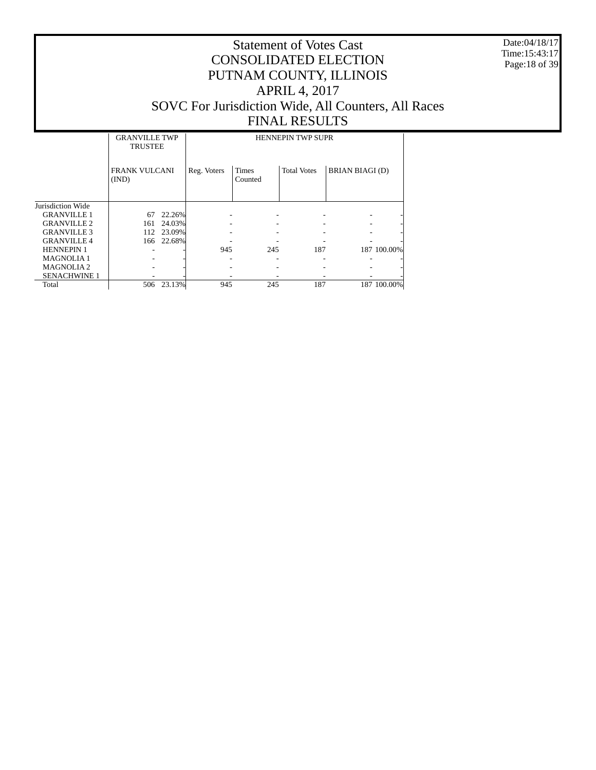# Statement of Votes Cast
# CONSOLIDATED ELECTION
# PUTNAM COUNTY, ILLINOIS
# APRIL 4, 2017
# SOVC For Jurisdiction Wide, All Counters, All Races
# FINAL RESULTS

Date:04/18/17
Time:15:43:17

| | GRANVILLE TWP TRUSTEE | | HENNEPIN TWP SUPR | | | | |
|---|---|---|---|---|---|---|---|
| | FRANK VULCANI (IND) | | Reg. Voters | Times Counted | Total Votes | BRIAN BIAGI (D) | |
| Jurisdiction Wide | | | | | | | |
| GRANVILLE 1 | 67 | 22.26% | - | - | - | - | - |
| GRANVILLE 2 | 161 | 24.03% | - | - | - | - | - |
| GRANVILLE 3 | 112 | 23.09% | - | - | - | - | - |
| GRANVILLE 4 | 166 | 22.68% | - | - | - | - | - |
| HENNEPIN 1 | - | - | 945 | 245 | 187 | 187 | 100.00% |
| MAGNOLIA 1 | - | - | - | - | - | - | - |
| MAGNOLIA 2 | - | - | - | - | - | - | - |
| SENACHWINE 1 | - | - | - | - | - | - | - |
| Total | 506 | 23.13% | 945 | 245 | 187 | 187 | 100.00% |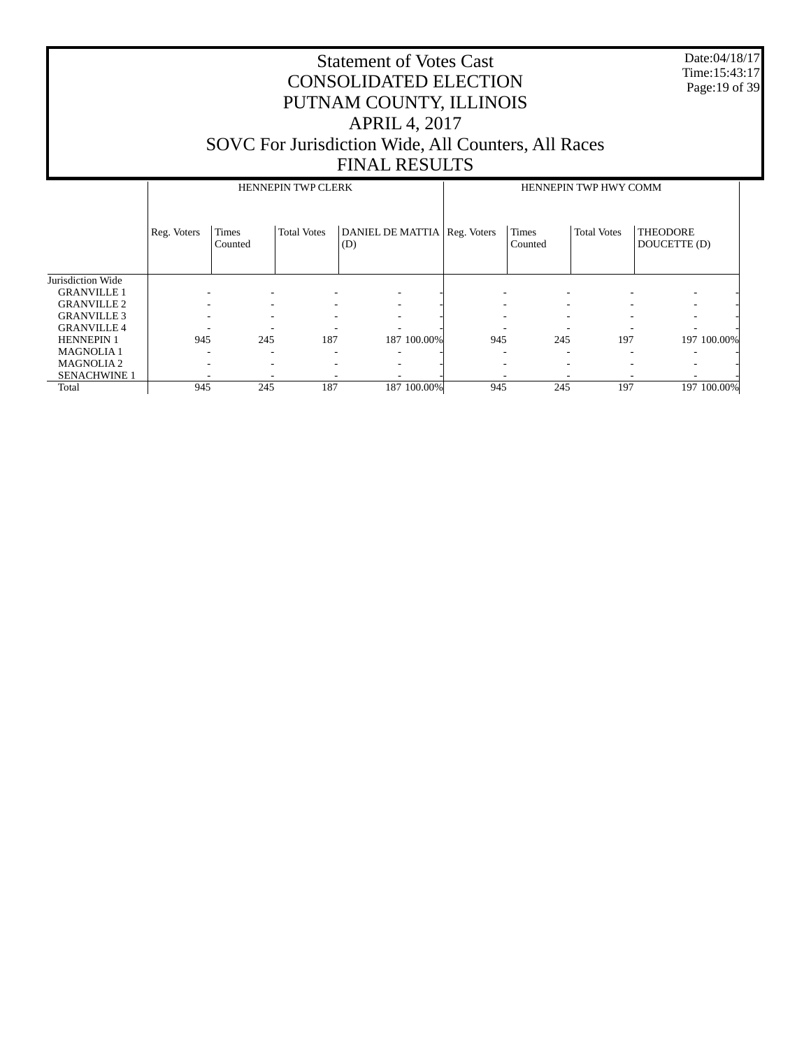# Statement of Votes Cast
# CONSOLIDATED ELECTION
# PUTNAM COUNTY, ILLINOIS
# APRIL 4, 2017
# SOVC For Jurisdiction Wide, All Counters, All Races
# FINAL RESULTS

Date:04/18/17
Time:15:43:17

| | HENNEPIN TWP CLERK | | | | | HENNEPIN TWP HWY COMM | | | | |
|---|---|---|---|---|---|---|---|---|---|---|
| | Reg. Voters | Times Counted | Total Votes | DANIEL DE MATTIA (D) | | Reg. Voters | Times Counted | Total Votes | THEODORE DOUCETTE (D) | |
| Jurisdiction Wide | | | | | | | | | | |
| GRANVILLE 1 | - | - | - | - | - | - | - | - | - | - |
| GRANVILLE 2 | - | - | - | - | - | - | - | - | - | - |
| GRANVILLE 3 | - | - | - | - | - | - | - | - | - | - |
| GRANVILLE 4 | - | - | - | - | - | - | - | - | - | - |
| HENNEPIN 1 | 945 | 245 | 187 | 187 | 100.00% | 945 | 245 | 197 | 197 | 100.00% |
| MAGNOLIA 1 | - | - | - | - | - | - | - | - | - | - |
| MAGNOLIA 2 | - | - | - | - | - | - | - | - | - | - |
| SENACHWINE 1 | - | - | - | - | - | - | - | - | - | - |
| Total | 945 | 245 | 187 | 187 | 100.00% | 945 | 245 | 197 | 197 | 100.00% |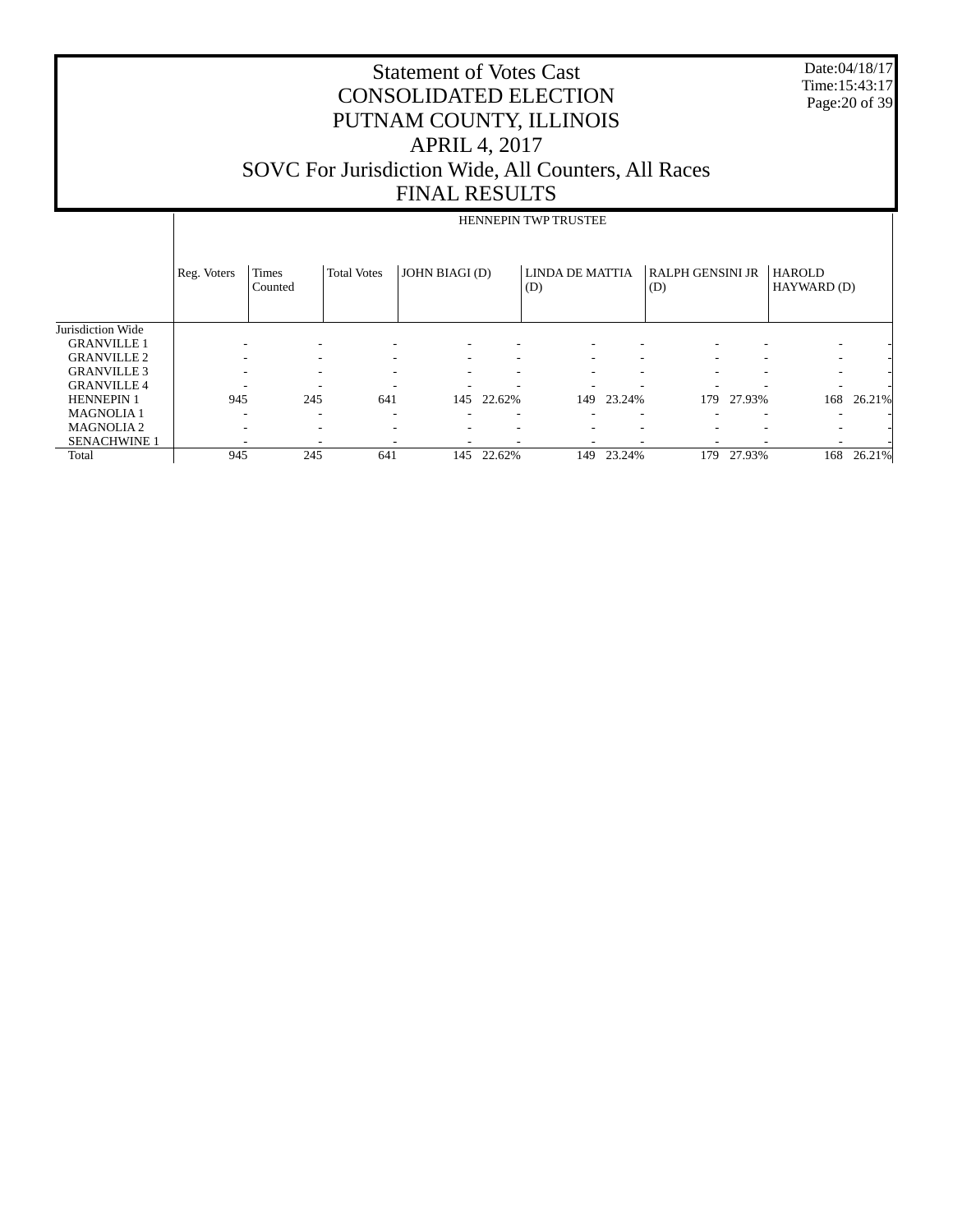# Statement of Votes Cast
# CONSOLIDATED ELECTION
# PUTNAM COUNTY, ILLINOIS
# APRIL 4, 2017
# SOVC For Jurisdiction Wide, All Counters, All Races
# FINAL RESULTS

Date:04/18/17
Time:15:43:17

| | HENNEPIN TWP TRUSTEE | | | | | | | | | | |
|---|---|---|---|---|---|---|---|---|---|---|---|
| | Reg. Voters | Times Counted | Total Votes | JOHN BIAGI (D) | | LINDA DE MATTIA (D) | | RALPH GENSINI JR (D) | | HAROLD HAYWARD (D) | |
| Jurisdiction Wide | | | | | | | | | | | |
| GRANVILLE 1 | - | - | - | - | - | - | - | - | - | - | - |
| GRANVILLE 2 | - | - | - | - | - | - | - | - | - | - | - |
| GRANVILLE 3 | - | - | - | - | - | - | - | - | - | - | - |
| GRANVILLE 4 | - | - | - | - | - | - | - | - | - | - | - |
| HENNEPIN 1 | 945 | 245 | 641 | 145 | 22.62% | 149 | 23.24% | 179 | 27.93% | 168 | 26.21% |
| MAGNOLIA 1 | - | - | - | - | - | - | - | - | - | - | - |
| MAGNOLIA 2 | - | - | - | - | - | - | - | - | - | - | - |
| SENACHWINE 1 | - | - | - | - | - | - | - | - | - | - | - |
| Total | 945 | 245 | 641 | 145 | 22.62% | 149 | 23.24% | 179 | 27.93% | 168 | 26.21% |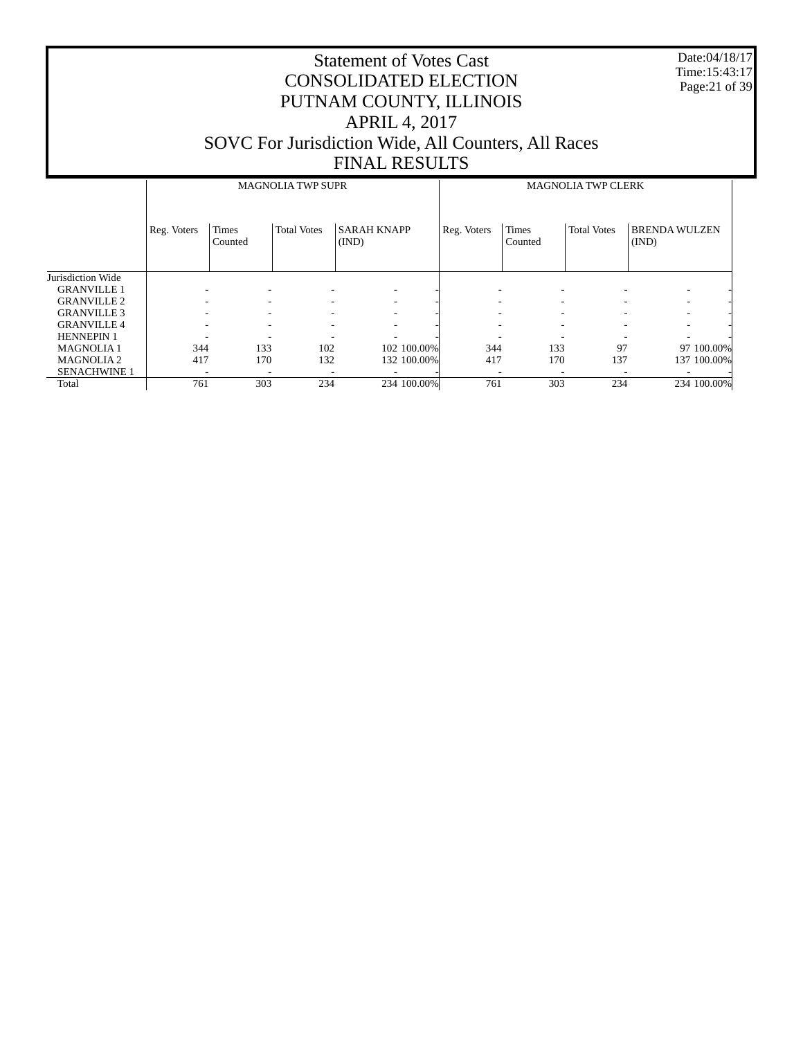# Statement of Votes Cast
# CONSOLIDATED ELECTION
# PUTNAM COUNTY, ILLINOIS
# APRIL 4, 2017
# SOVC For Jurisdiction Wide, All Counters, All Races
# FINAL RESULTS

Date:04/18/17
Time:15:43:17

| | MAGNOLIA TWP SUPR | | | | | MAGNOLIA TWP CLERK | | | | |
|---|---|---|---|---|---|---|---|---|---|---|
| | Reg. Voters | Times Counted | Total Votes | SARAH KNAPP (IND) | | Reg. Voters | Times Counted | Total Votes | BRENDA WULZEN (IND) | |
| Jurisdiction Wide | | | | | | | | | | |
| GRANVILLE 1 | - | - | - | - | - | - | - | - | - | - |
| GRANVILLE 2 | - | - | - | - | - | - | - | - | - | - |
| GRANVILLE 3 | - | - | - | - | - | - | - | - | - | - |
| GRANVILLE 4 | - | - | - | - | - | - | - | - | - | - |
| HENNEPIN 1 | - | - | - | - | - | - | - | - | - | - |
| MAGNOLIA 1 | 344 | 133 | 102 | 102 | 100.00% | 344 | 133 | 97 | 97 | 100.00% |
| MAGNOLIA 2 | 417 | 170 | 132 | 132 | 100.00% | 417 | 170 | 137 | 137 | 100.00% |
| SENACHWINE 1 | - | - | - | - | - | - | - | - | - | - |
| Total | 761 | 303 | 234 | 234 | 100.00% | 761 | 303 | 234 | 234 | 100.00% |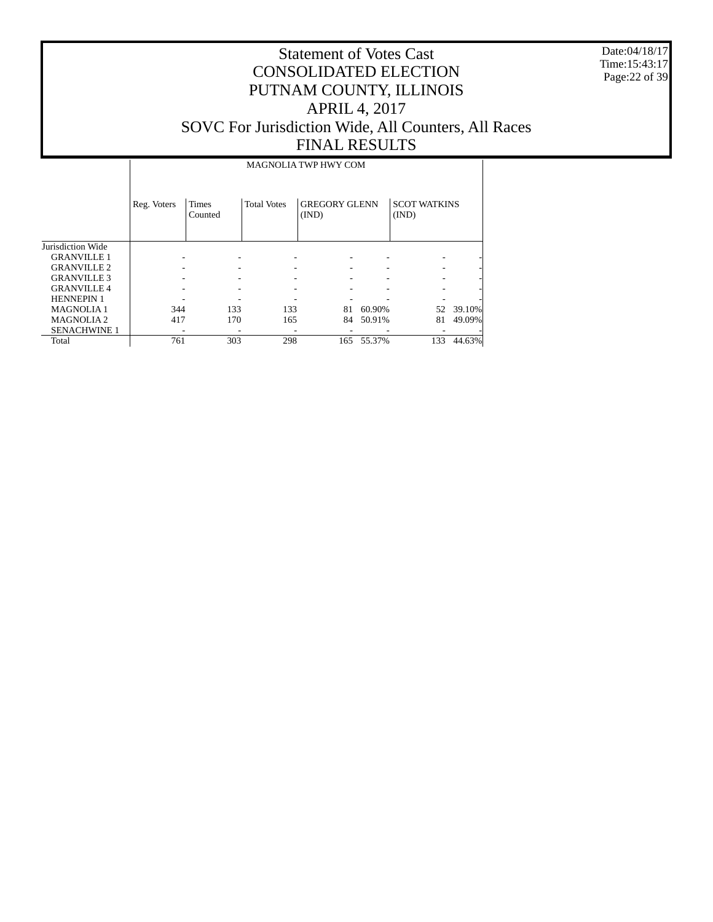# Statement of Votes Cast
# CONSOLIDATED ELECTION
# PUTNAM COUNTY, ILLINOIS
# APRIL 4, 2017
# SOVC For Jurisdiction Wide, All Counters, All Races
# FINAL RESULTS

Date:04/18/17
Time:15:43:17

| | MAGNOLIA TWP HWY COM | | | | | | |
|---|---|---|---|---|---|---|---|
| | Reg. Voters | Times Counted | Total Votes | GREGORY GLENN (IND) | | SCOT WATKINS (IND) | |
| Jurisdiction Wide | | | | | | | |
| GRANVILLE 1 | - | - | - | - | - | - | - |
| GRANVILLE 2 | - | - | - | - | - | - | - |
| GRANVILLE 3 | - | - | - | - | - | - | - |
| GRANVILLE 4 | - | - | - | - | - | - | - |
| HENNEPIN 1 | - | - | - | - | - | - | - |
| MAGNOLIA 1 | 344 | 133 | 133 | 81 | 60.90% | 52 | 39.10% |
| MAGNOLIA 2 | 417 | 170 | 165 | 84 | 50.91% | 81 | 49.09% |
| SENACHWINE 1 | - | - | - | - | - | - | - |
| Total | 761 | 303 | 298 | 165 | 55.37% | 133 | 44.63% |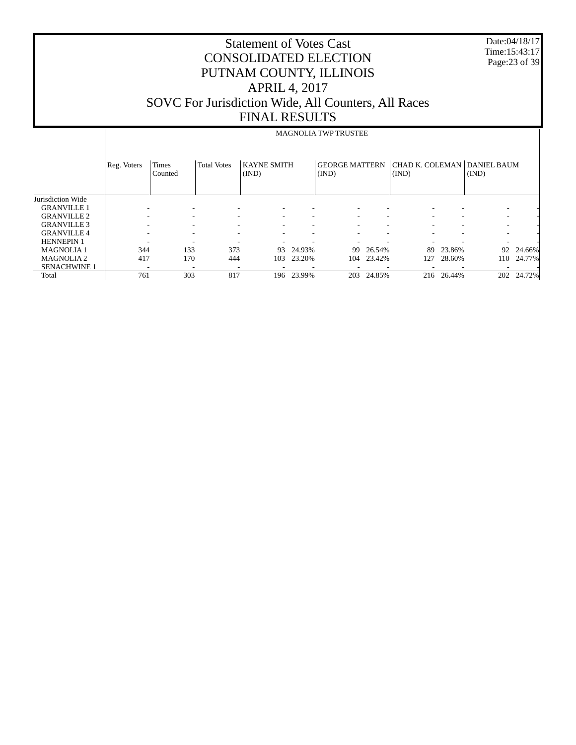# Statement of Votes Cast
# CONSOLIDATED ELECTION
# PUTNAM COUNTY, ILLINOIS
# APRIL 4, 2017
# SOVC For Jurisdiction Wide, All Counters, All Races
# FINAL RESULTS

Date:04/18/17
Time:15:43:17

| | MAGNOLIA TWP TRUSTEE | | | | | | | | | | |
|---|---|---|---|---|---|---|---|---|---|---|---|
| | Reg. Voters | Times Counted | Total Votes | KAYNE SMITH (IND) | | GEORGE MATTERN (IND) | | CHAD K. COLEMAN (IND) | | DANIEL BAUM (IND) | |
| Jurisdiction Wide | | | | | | | | | | | |
| GRANVILLE 1 | - | - | - | - | - | - | - | - | - | - | - |
| GRANVILLE 2 | - | - | - | - | - | - | - | - | - | - | - |
| GRANVILLE 3 | - | - | - | - | - | - | - | - | - | - | - |
| GRANVILLE 4 | - | - | - | - | - | - | - | - | - | - | - |
| HENNEPIN 1 | - | - | - | - | - | - | - | - | - | - | - |
| MAGNOLIA 1 | 344 | 133 | 373 | 93 | 24.93% | 99 | 26.54% | 89 | 23.86% | 92 | 24.66% |
| MAGNOLIA 2 | 417 | 170 | 444 | 103 | 23.20% | 104 | 23.42% | 127 | 28.60% | 110 | 24.77% |
| SENACHWINE 1 | - | - | - | - | - | - | - | - | - | - | - |
| Total | 761 | 303 | 817 | 196 | 23.99% | 203 | 24.85% | 216 | 26.44% | 202 | 24.72% |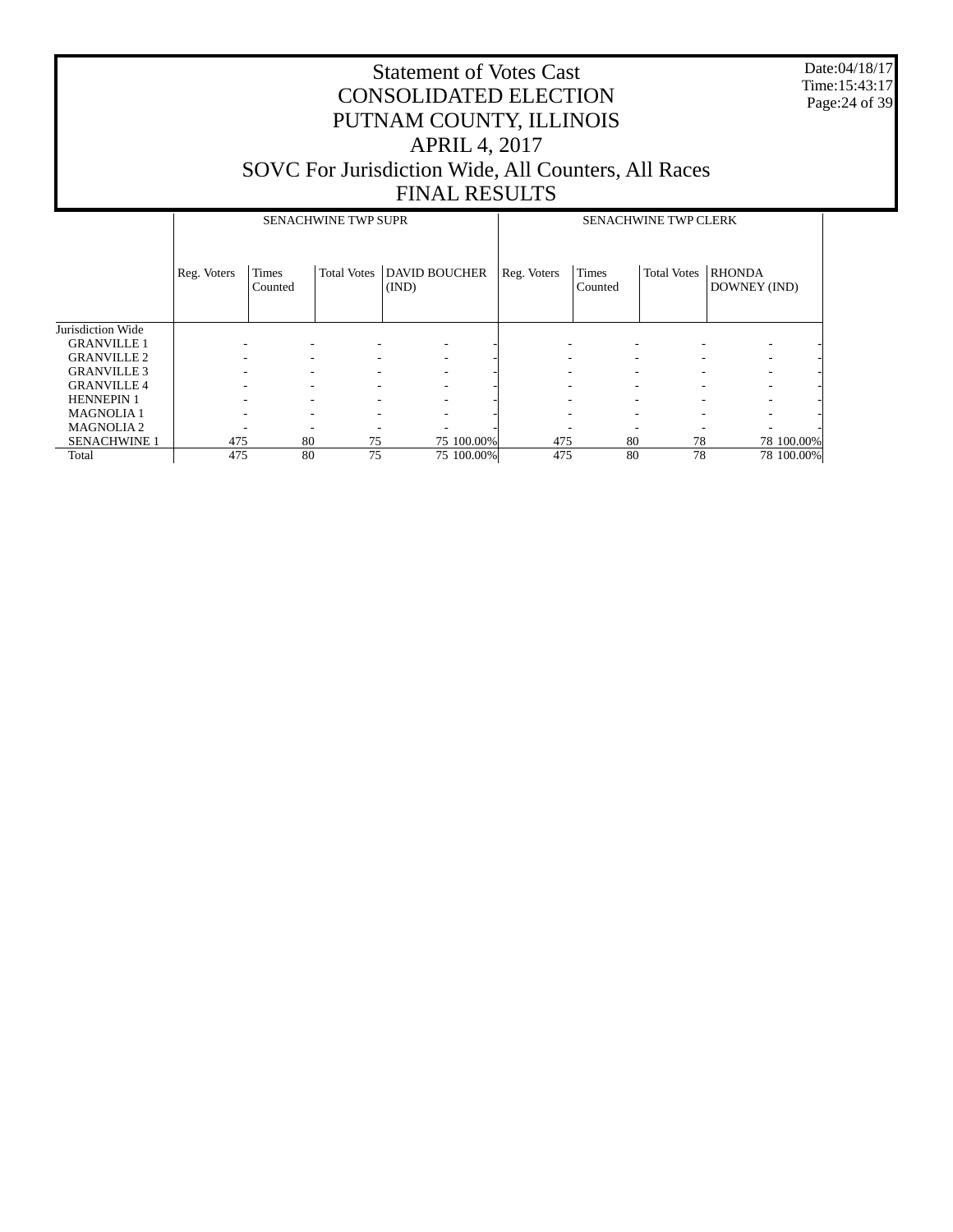# Statement of Votes Cast
# CONSOLIDATED ELECTION
# PUTNAM COUNTY, ILLINOIS
# APRIL 4, 2017
# SOVC For Jurisdiction Wide, All Counters, All Races
# FINAL RESULTS

Date:04/18/17
Time:15:43:17

| | SENACHWINE TWP SUPR | | | | | SENACHWINE TWP CLERK | | | | |
|---|---|---|---|---|---|---|---|---|---|---|
| | Reg. Voters | Times Counted | Total Votes | DAVID BOUCHER (IND) | | Reg. Voters | Times Counted | Total Votes | RHONDA DOWNEY (IND) | |
| Jurisdiction Wide | | | | | | | | | | |
| GRANVILLE 1 | - | - | - | - | - | - | - | - | - | - |
| GRANVILLE 2 | - | - | - | - | - | - | - | - | - | - |
| GRANVILLE 3 | - | - | - | - | - | - | - | - | - | - |
| GRANVILLE 4 | - | - | - | - | - | - | - | - | - | - |
| HENNEPIN 1 | - | - | - | - | - | - | - | - | - | - |
| MAGNOLIA 1 | - | - | - | - | - | - | - | - | - | - |
| MAGNOLIA 2 | - | - | - | - | - | - | - | - | - | - |
| SENACHWINE 1 | 475 | 80 | 75 | 75 | 100.00% | 475 | 80 | 78 | 78 | 100.00% |
| Total | 475 | 80 | 75 | 75 | 100.00% | 475 | 80 | 78 | 78 | 100.00% |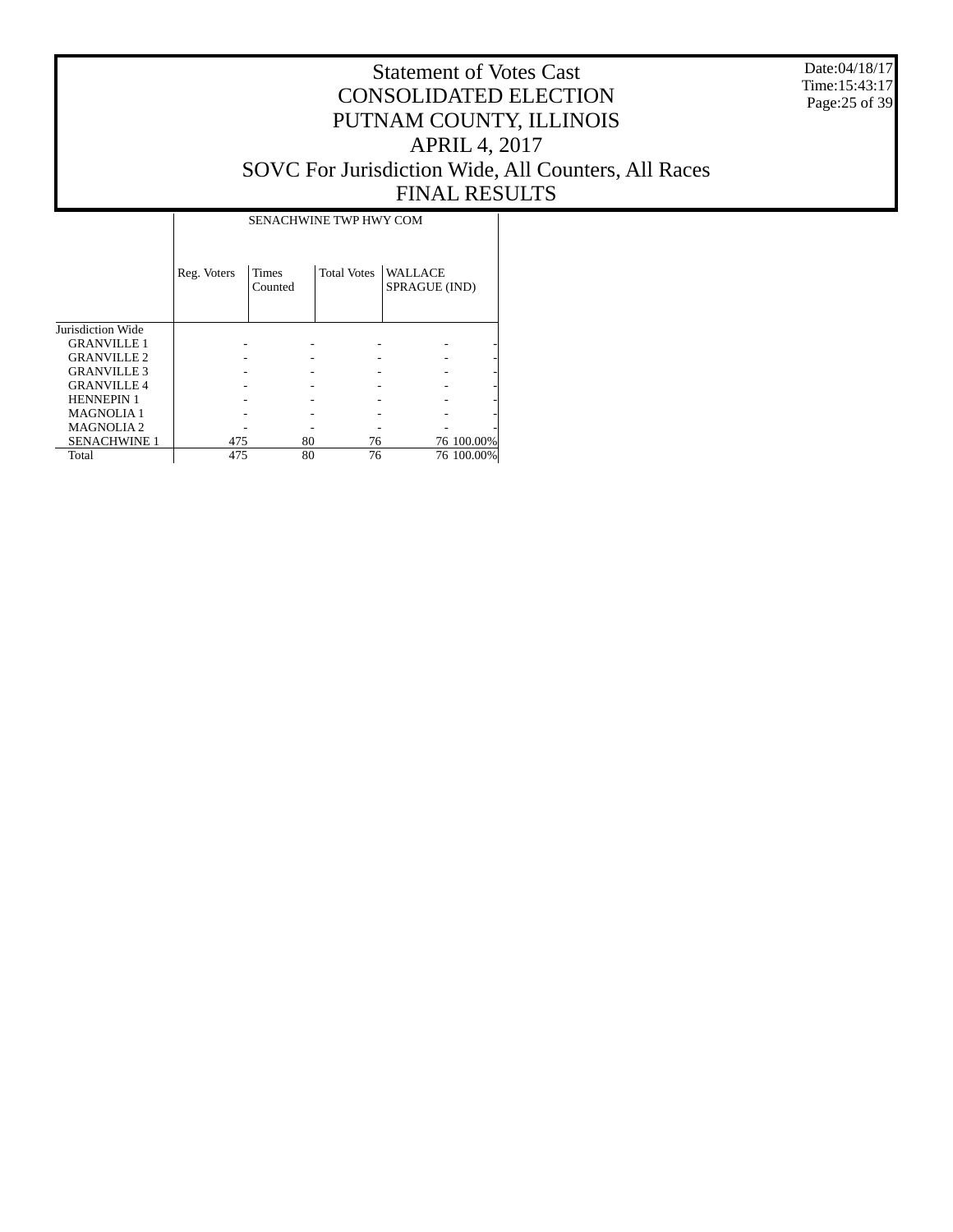# Statement of Votes Cast
# CONSOLIDATED ELECTION
# PUTNAM COUNTY, ILLINOIS
# APRIL 4, 2017
# SOVC For Jurisdiction Wide, All Counters, All Races
# FINAL RESULTS

Date:04/18/17
Time:15:43:17

| | SENACHWINE TWP HWY COM | | | | |
|---|---|---|---|---|---|
| | Reg. Voters | Times Counted | Total Votes | WALLACE SPRAGUE (IND) | |
| Jurisdiction Wide | | | | | |
| GRANVILLE 1 | - | - | - | - | - |
| GRANVILLE 2 | - | - | - | - | - |
| GRANVILLE 3 | - | - | - | - | - |
| GRANVILLE 4 | - | - | - | - | - |
| HENNEPIN 1 | - | - | - | - | - |
| MAGNOLIA 1 | - | - | - | - | - |
| MAGNOLIA 2 | - | - | - | - | - |
| SENACHWINE 1 | 475 | 80 | 76 | 76 | 100.00% |
| Total | 475 | 80 | 76 | 76 | 100.00% |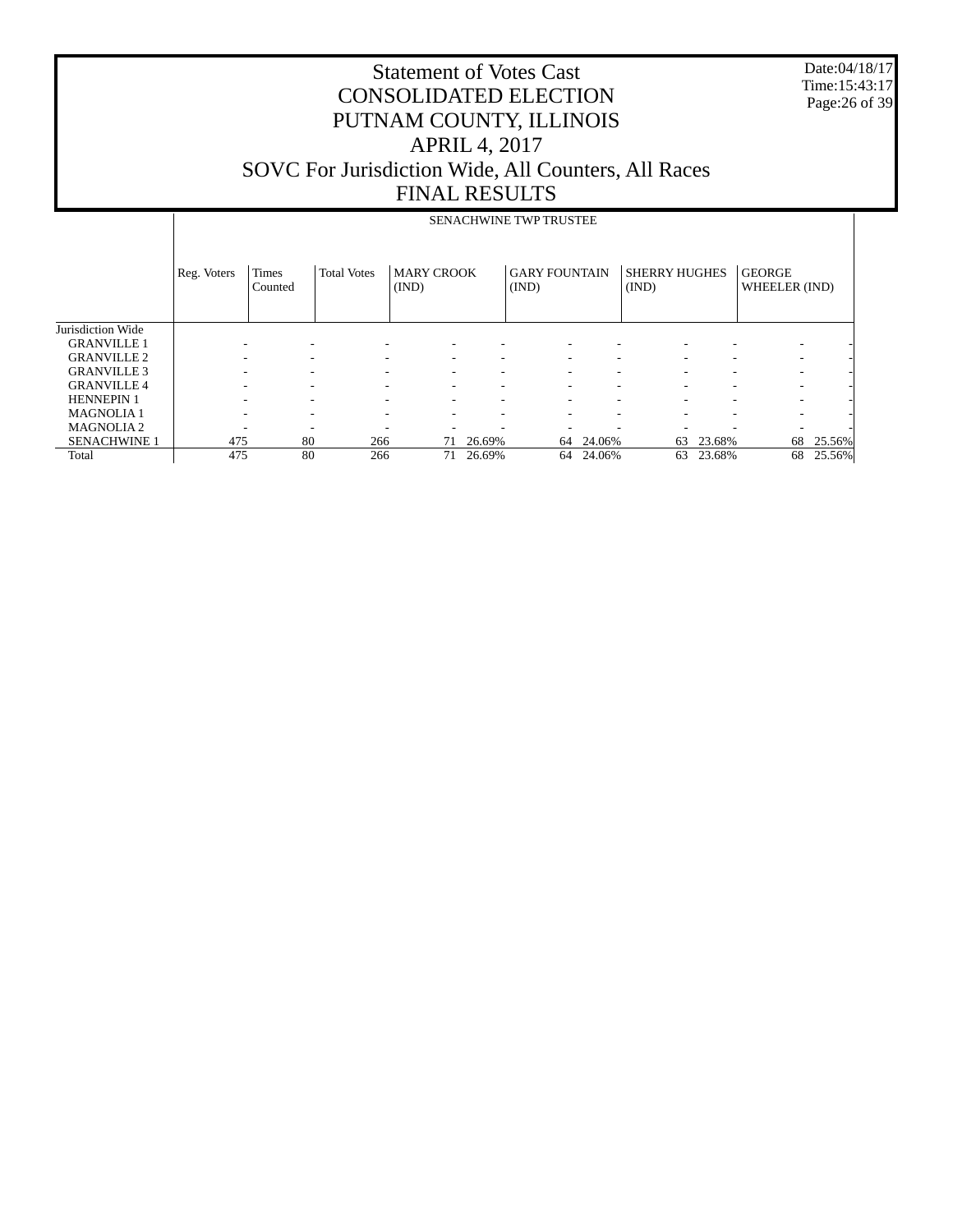# Statement of Votes Cast
# CONSOLIDATED ELECTION
# PUTNAM COUNTY, ILLINOIS
# APRIL 4, 2017
# SOVC For Jurisdiction Wide, All Counters, All Races
# FINAL RESULTS

Date:04/18/17
Time:15:43:17

| | SENACHWINE TWP TRUSTEE | | | | | | | | | | |
|---|---|---|---|---|---|---|---|---|---|---|---|
| | Reg. Voters | Times Counted | Total Votes | MARY CROOK (IND) | | GARY FOUNTAIN (IND) | | SHERRY HUGHES (IND) | | GEORGE WHEELER (IND) | |
| Jurisdiction Wide | | | | | | | | | | | |
| GRANVILLE 1 | - | - | - | - | - | - | - | - | - | - | - |
| GRANVILLE 2 | - | - | - | - | - | - | - | - | - | - | - |
| GRANVILLE 3 | - | - | - | - | - | - | - | - | - | - | - |
| GRANVILLE 4 | - | - | - | - | - | - | - | - | - | - | - |
| HENNEPIN 1 | - | - | - | - | - | - | - | - | - | - | - |
| MAGNOLIA 1 | - | - | - | - | - | - | - | - | - | - | - |
| MAGNOLIA 2 | - | - | - | - | - | - | - | - | - | - | - |
| SENACHWINE 1 | 475 | 80 | 266 | 71 | 26.69% | 64 | 24.06% | 63 | 23.68% | 68 | 25.56% |
| Total | 475 | 80 | 266 | 71 | 26.69% | 64 | 24.06% | 63 | 23.68% | 68 | 25.56% |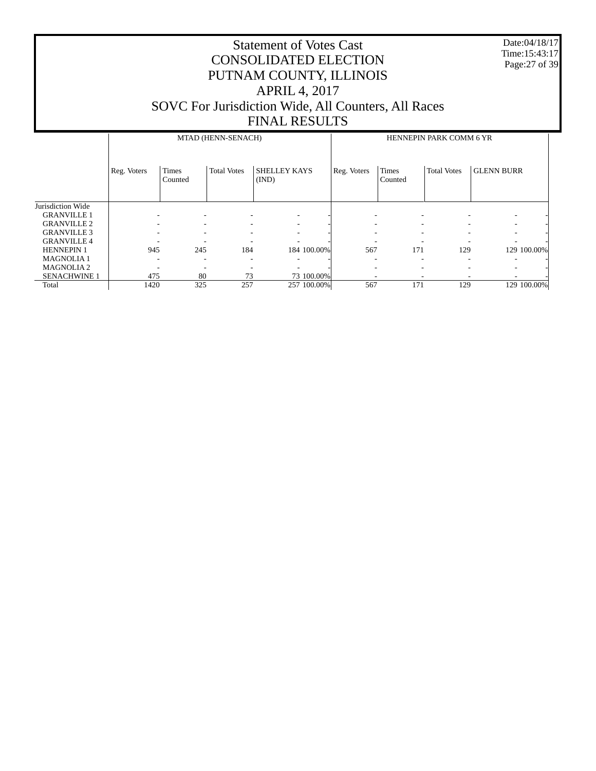# Statement of Votes Cast
# CONSOLIDATED ELECTION
# PUTNAM COUNTY, ILLINOIS
# APRIL 4, 2017
# SOVC For Jurisdiction Wide, All Counters, All Races
# FINAL RESULTS

Date:04/18/17
Time:15:43:17

| | MTAD (HENN-SENACH) | | | | | HENNEPIN PARK COMM 6 YR | | | | |
|---|---|---|---|---|---|---|---|---|---|---|
| | Reg. Voters | Times Counted | Total Votes | SHELLEY KAYS (IND) | | Reg. Voters | Times Counted | Total Votes | GLENN BURR | |
| Jurisdiction Wide | | | | | | | | | | |
| GRANVILLE 1 | - | - | - | - | - | - | - | - | - | - |
| GRANVILLE 2 | - | - | - | - | - | - | - | - | - | - |
| GRANVILLE 3 | - | - | - | - | - | - | - | - | - | - |
| GRANVILLE 4 | - | - | - | - | - | - | - | - | - | - |
| HENNEPIN 1 | 945 | 245 | 184 | 184 | 100.00% | 567 | 171 | 129 | 129 | 100.00% |
| MAGNOLIA 1 | - | - | - | - | - | - | - | - | - | - |
| MAGNOLIA 2 | - | - | - | - | - | - | - | - | - | - |
| SENACHWINE 1 | 475 | 80 | 73 | 73 | 100.00% | - | - | - | - | - |
| Total | 1420 | 325 | 257 | 257 | 100.00% | 567 | 171 | 129 | 129 | 100.00% |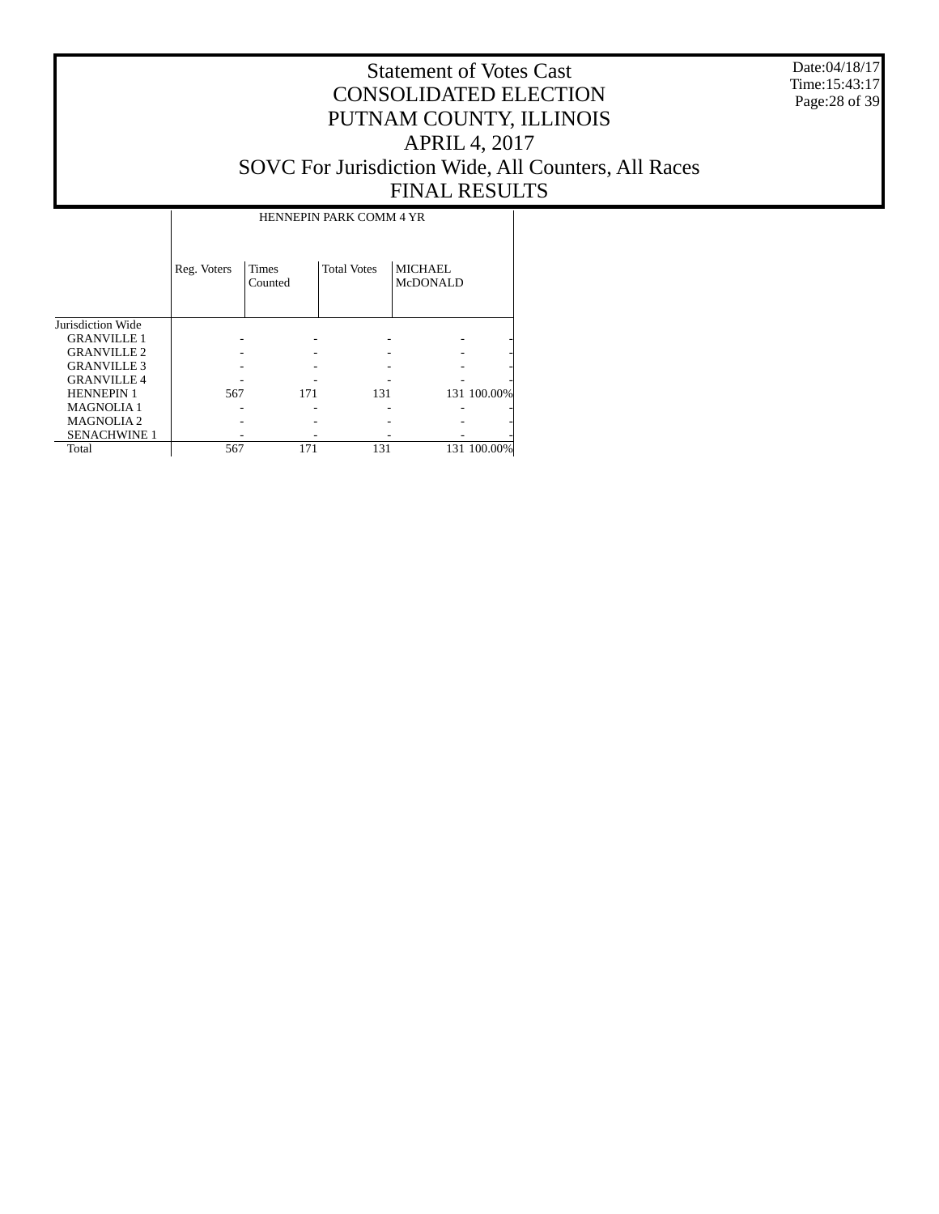# Statement of Votes Cast
# CONSOLIDATED ELECTION
# PUTNAM COUNTY, ILLINOIS
# APRIL 4, 2017
# SOVC For Jurisdiction Wide, All Counters, All Races
# FINAL RESULTS

Date:04/18/17
Time:15:43:17

| | HENNEPIN PARK COMM 4 YR | | | | |
|---|---|---|---|---|---|
| | Reg. Voters | Times Counted | Total Votes | MICHAEL McDONALD | |
| Jurisdiction Wide | | | | | |
| GRANVILLE 1 | - | - | - | - | - |
| GRANVILLE 2 | - | - | - | - | - |
| GRANVILLE 3 | - | - | - | - | - |
| GRANVILLE 4 | - | - | - | - | - |
| HENNEPIN 1 | 567 | 171 | 131 | 131 | 100.00% |
| MAGNOLIA 1 | - | - | - | - | - |
| MAGNOLIA 2 | - | - | - | - | - |
| SENACHWINE 1 | - | - | - | - | - |
| Total | 567 | 171 | 131 | 131 | 100.00% |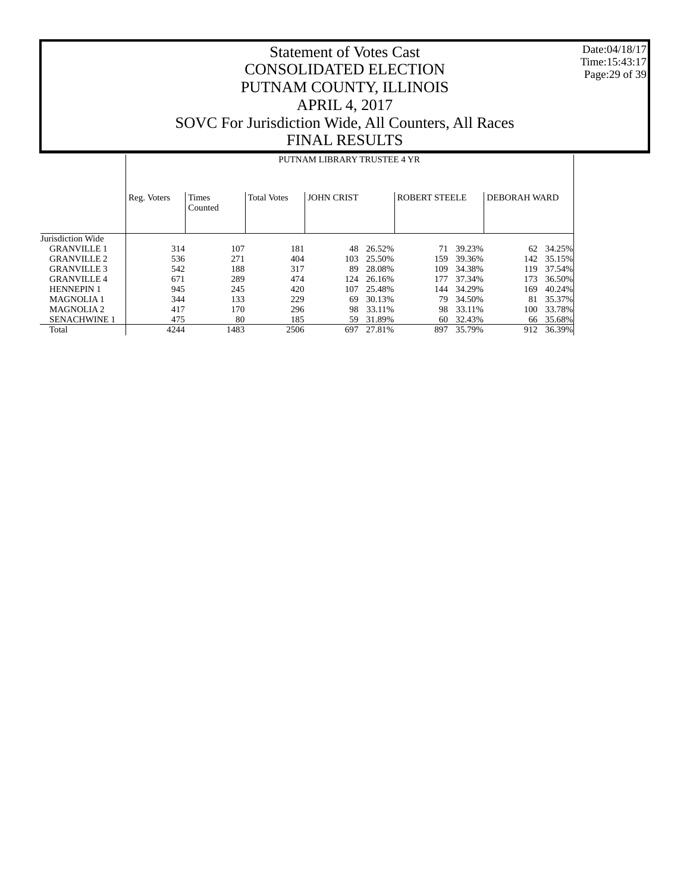# Statement of Votes Cast
# CONSOLIDATED ELECTION
# PUTNAM COUNTY, ILLINOIS
# APRIL 4, 2017
# SOVC For Jurisdiction Wide, All Counters, All Races
# FINAL RESULTS

Date:04/18/17
Time:15:43:17

| | PUTNAM LIBRARY TRUSTEE 4 YR | | | | | | | | |
|---|---|---|---|---|---|---|---|---|---|
| | Reg. Voters | Times Counted | Total Votes | JOHN CRIST | | ROBERT STEELE | | DEBORAH WARD | |
| Jurisdiction Wide | | | | | | | | | |
| GRANVILLE 1 | 314 | 107 | 181 | 48 | 26.52% | 71 | 39.23% | 62 | 34.25% |
| GRANVILLE 2 | 536 | 271 | 404 | 103 | 25.50% | 159 | 39.36% | 142 | 35.15% |
| GRANVILLE 3 | 542 | 188 | 317 | 89 | 28.08% | 109 | 34.38% | 119 | 37.54% |
| GRANVILLE 4 | 671 | 289 | 474 | 124 | 26.16% | 177 | 37.34% | 173 | 36.50% |
| HENNEPIN 1 | 945 | 245 | 420 | 107 | 25.48% | 144 | 34.29% | 169 | 40.24% |
| MAGNOLIA 1 | 344 | 133 | 229 | 69 | 30.13% | 79 | 34.50% | 81 | 35.37% |
| MAGNOLIA 2 | 417 | 170 | 296 | 98 | 33.11% | 98 | 33.11% | 100 | 33.78% |
| SENACHWINE 1 | 475 | 80 | 185 | 59 | 31.89% | 60 | 32.43% | 66 | 35.68% |
| Total | 4244 | 1483 | 2506 | 697 | 27.81% | 897 | 35.79% | 912 | 36.39% |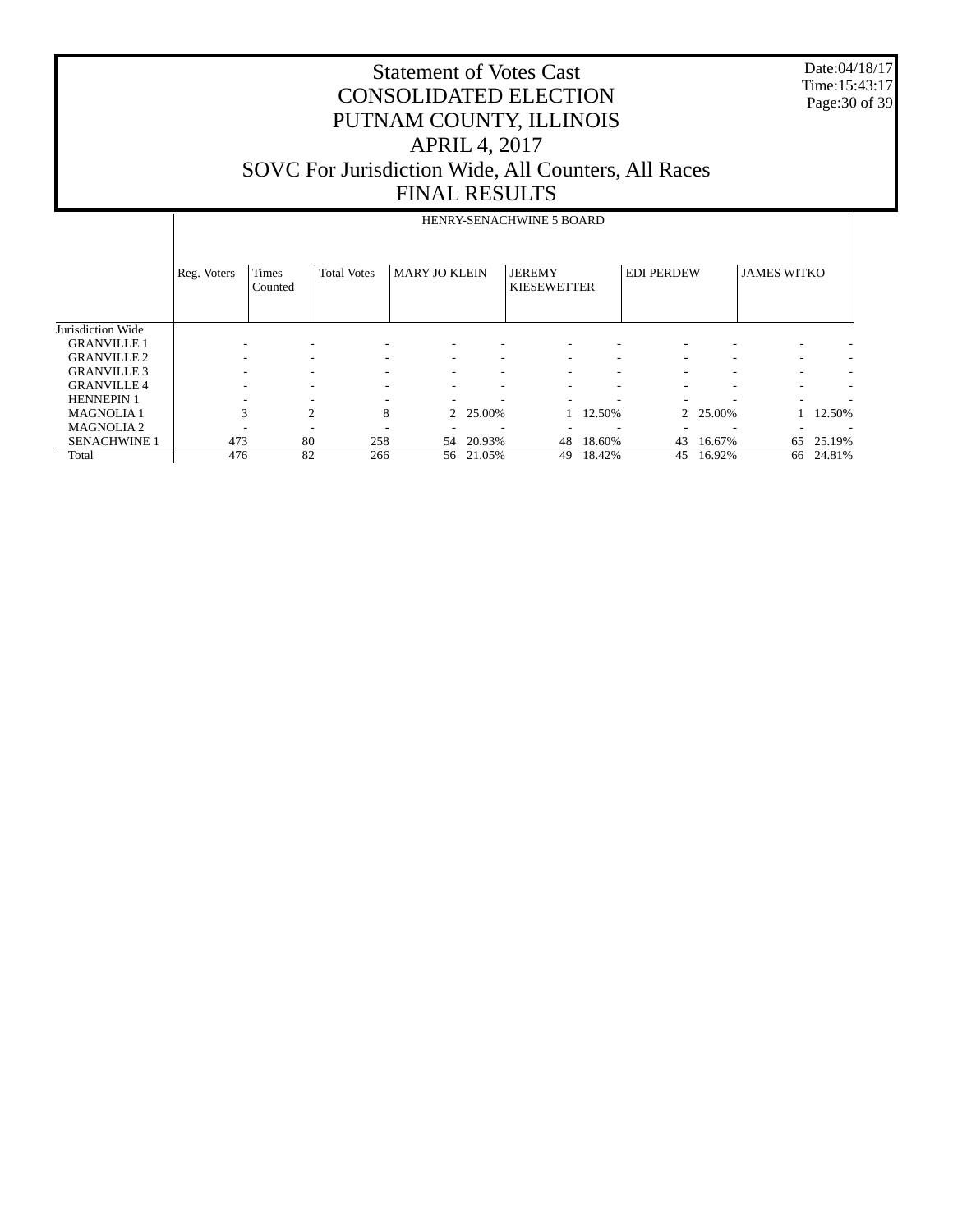# Statement of Votes Cast
## CONSOLIDATED ELECTION
## PUTNAM COUNTY, ILLINOIS
## APRIL 4, 2017
## SOVC For Jurisdiction Wide, All Counters, All Races
## FINAL RESULTS

Date:04/18/17
Time:15:43:17

| | HENRY-SENACHWINE 5 BOARD | | | | | | | | | | |
|---|---|---|---|---|---|---|---|---|---|---|---|
| | Reg. Voters | Times Counted | Total Votes | MARY JO KLEIN | | JEREMY KIESEWETTER | | EDI PERDEW | | JAMES WITKO | |
| Jurisdiction Wide | | | | | | | | | | | |
| GRANVILLE 1 | - | - | - | - | - | - | - | - | - | - | - |
| GRANVILLE 2 | - | - | - | - | - | - | - | - | - | - | - |
| GRANVILLE 3 | - | - | - | - | - | - | - | - | - | - | - |
| GRANVILLE 4 | - | - | - | - | - | - | - | - | - | - | - |
| HENNEPIN 1 | - | - | - | - | - | - | - | - | - | - | - |
| MAGNOLIA 1 | 3 | 2 | 8 | 2 | 25.00% | 1 | 12.50% | 2 | 25.00% | 1 | 12.50% |
| MAGNOLIA 2 | - | - | - | - | - | - | - | - | - | - | - |
| SENACHWINE 1 | 473 | 80 | 258 | 54 | 20.93% | 48 | 18.60% | 43 | 16.67% | 65 | 25.19% |
| Total | 476 | 82 | 266 | 56 | 21.05% | 49 | 18.42% | 45 | 16.92% | 66 | 24.81% |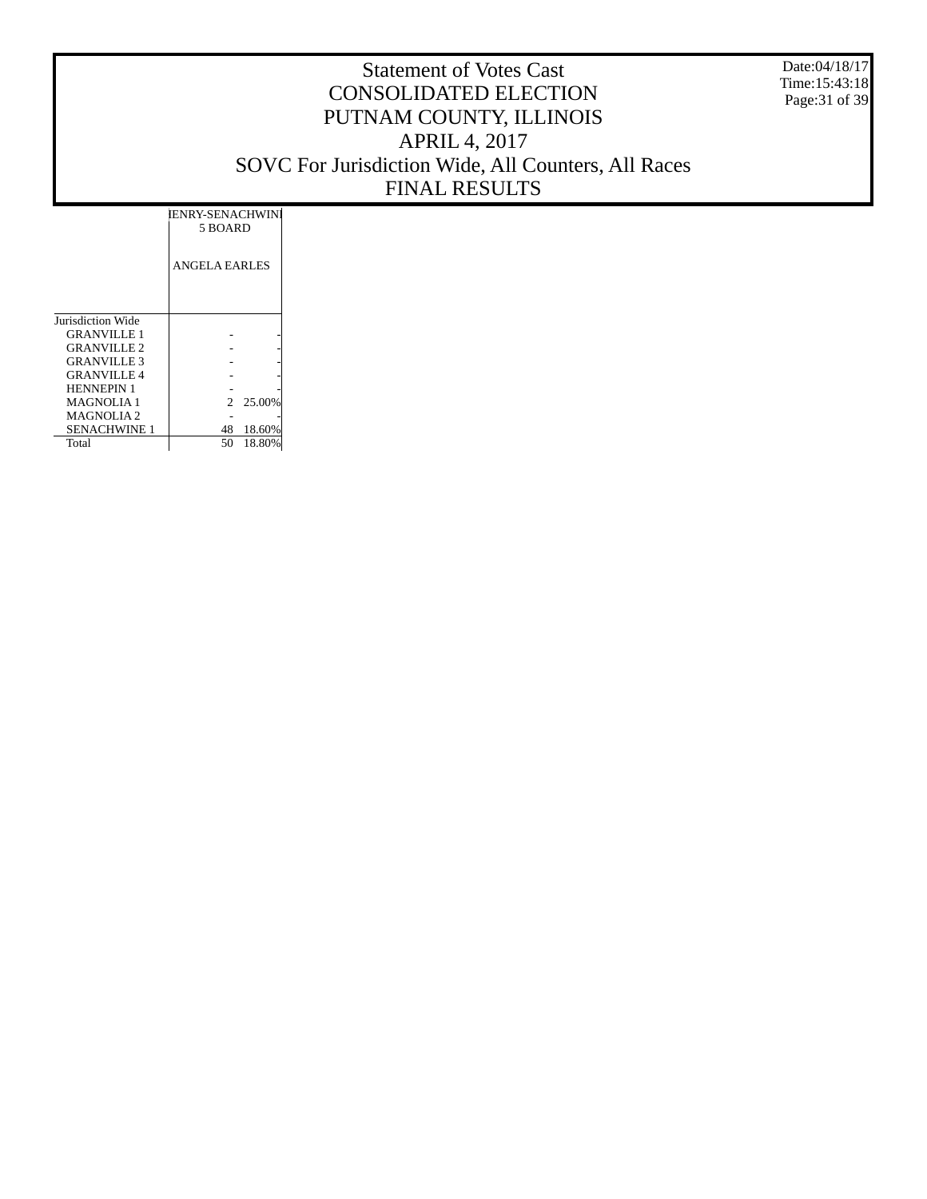Statement of Votes Cast
CONSOLIDATED ELECTION
PUTNAM COUNTY, ILLINOIS
APRIL 4, 2017
SOVC For Jurisdiction Wide, All Counters, All Races
FINAL RESULTS

Date:04/18/17
Time:15:43:18

| | IENRY-SENACHWINI 5 BOARD | |
|---|---|---|
| | ANGELA EARLES | |
| Jurisdiction Wide | | |
| GRANVILLE 1 | - | - |
| GRANVILLE 2 | - | - |
| GRANVILLE 3 | - | - |
| GRANVILLE 4 | - | - |
| HENNEPIN 1 | - | - |
| MAGNOLIA 1 | 2 | 25.00% |
| MAGNOLIA 2 | - | - |
| SENACHWINE 1 | 48 | 18.60% |
| Total | 50 | 18.80% |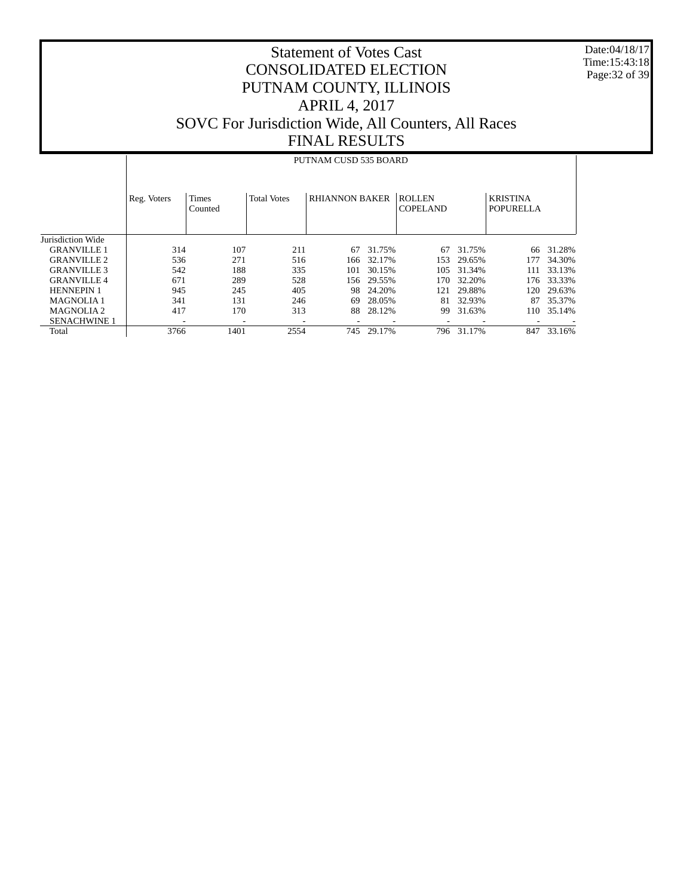# Statement of Votes Cast
# CONSOLIDATED ELECTION
# PUTNAM COUNTY, ILLINOIS
# APRIL 4, 2017
# SOVC For Jurisdiction Wide, All Counters, All Races
# FINAL RESULTS

Date:04/18/17
Time:15:43:18

## PUTNAM CUSD 535 BOARD

| | Reg. Voters | Times Counted | Total Votes | RHIANNON BAKER | | ROLLEN COPELAND | | KRISTINA POPURELLA | |
|---|---|---|---|---|---|---|---|---|---|
| Jurisdiction Wide | | | | | | | | | |
| GRANVILLE 1 | 314 | 107 | 211 | 67 | 31.75% | 67 | 31.75% | 66 | 31.28% |
| GRANVILLE 2 | 536 | 271 | 516 | 166 | 32.17% | 153 | 29.65% | 177 | 34.30% |
| GRANVILLE 3 | 542 | 188 | 335 | 101 | 30.15% | 105 | 31.34% | 111 | 33.13% |
| GRANVILLE 4 | 671 | 289 | 528 | 156 | 29.55% | 170 | 32.20% | 176 | 33.33% |
| HENNEPIN 1 | 945 | 245 | 405 | 98 | 24.20% | 121 | 29.88% | 120 | 29.63% |
| MAGNOLIA 1 | 341 | 131 | 246 | 69 | 28.05% | 81 | 32.93% | 87 | 35.37% |
| MAGNOLIA 2 | 417 | 170 | 313 | 88 | 28.12% | 99 | 31.63% | 110 | 35.14% |
| SENACHWINE 1 | - | - | - | - | - | - | - | - | - |
| Total | 3766 | 1401 | 2554 | 745 | 29.17% | 796 | 31.17% | 847 | 33.16% |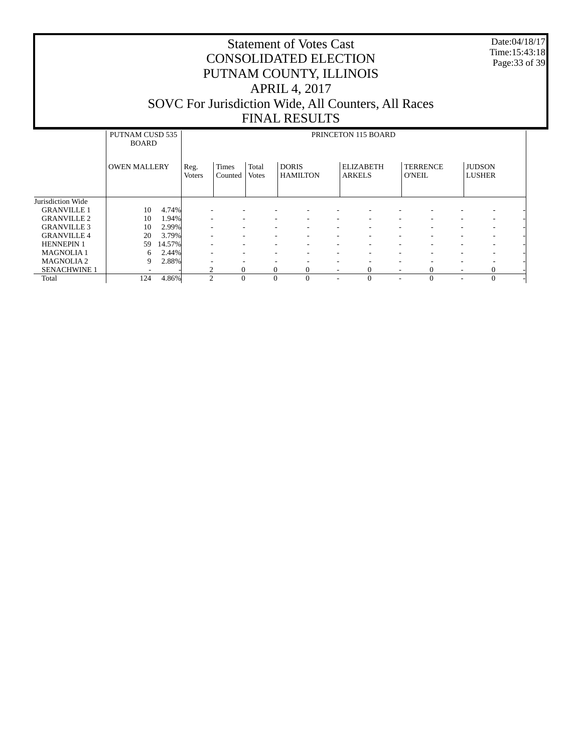# Statement of Votes Cast
# CONSOLIDATED ELECTION
# PUTNAM COUNTY, ILLINOIS
# APRIL 4, 2017
# SOVC For Jurisdiction Wide, All Counters, All Races
# FINAL RESULTS

Date:04/18/17
Time:15:43:18

| | PUTNAM CUSD 535 BOARD | | PRINCETON 115 BOARD | | | | | | | | | | | |
|---|---|---|---|---|---|---|---|---|---|---|---|---|---|---|
| | OWEN MALLERY | | Reg. Voters | Times Counted | Total Votes | DORIS HAMILTON | | ELIZABETH ARKELS | | TERRENCE O'NEIL | | JUDSON LUSHER | | |
| Jurisdiction Wide | | | | | | | | | | | | | | |
| GRANVILLE 1 | 10 | 4.74% | - | - | - | - | - | - | - | - | - | - | - | |
| GRANVILLE 2 | 10 | 1.94% | - | - | - | - | - | - | - | - | - | - | - | |
| GRANVILLE 3 | 10 | 2.99% | - | - | - | - | - | - | - | - | - | - | - | |
| GRANVILLE 4 | 20 | 3.79% | - | - | - | - | - | - | - | - | - | - | - | |
| HENNEPIN 1 | 59 | 14.57% | - | - | - | - | - | - | - | - | - | - | - | |
| MAGNOLIA 1 | 6 | 2.44% | - | - | - | - | - | - | - | - | - | - | - | |
| MAGNOLIA 2 | 9 | 2.88% | - | - | - | - | - | - | - | - | - | - | - | |
| SENACHWINE 1 | - | - | 2 | 0 | 0 | 0 | - | 0 | - | 0 | - | 0 | - | |
| Total | 124 | 4.86% | 2 | 0 | 0 | 0 | - | 0 | - | 0 | - | 0 | - | |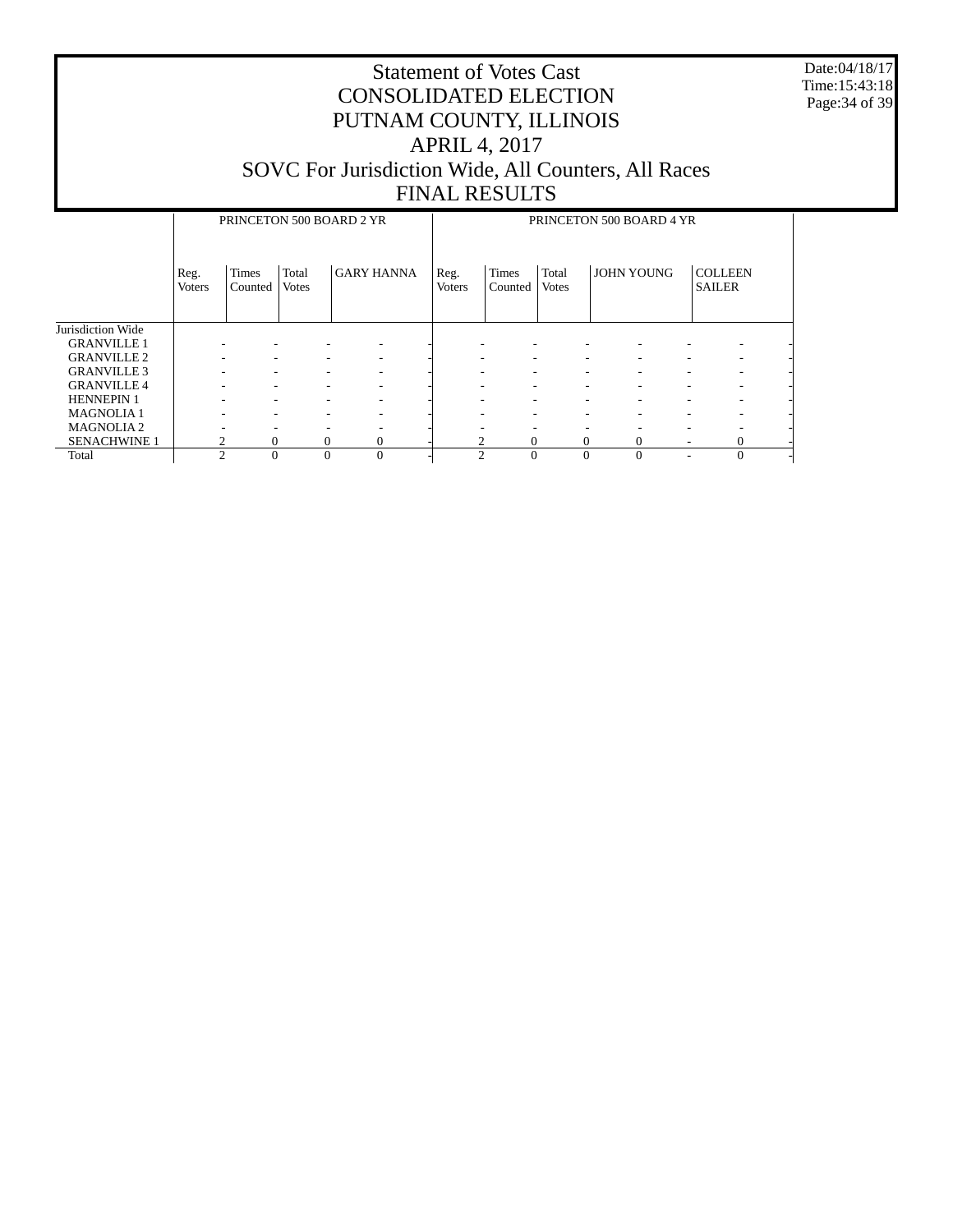# Statement of Votes Cast
# CONSOLIDATED ELECTION
# PUTNAM COUNTY, ILLINOIS
# APRIL 4, 2017
# SOVC For Jurisdiction Wide, All Counters, All Races
# FINAL RESULTS

Date:04/18/17
Time:15:43:18

| | PRINCETON 500 BOARD 2 YR | | | | | PRINCETON 500 BOARD 4 YR | | | | | | |
|---|---|---|---|---|---|---|---|---|---|---|---|---|
| | Reg. Voters | Times Counted | Total Votes | GARY HANNA | | Reg. Voters | Times Counted | Total Votes | JOHN YOUNG | | COLLEEN SAILER | |
| Jurisdiction Wide | | | | | | | | | | | | |
| GRANVILLE 1 | - | - | - | - | - | - | - | - | - | - | - | - |
| GRANVILLE 2 | - | - | - | - | - | - | - | - | - | - | - | - |
| GRANVILLE 3 | - | - | - | - | - | - | - | - | - | - | - | - |
| GRANVILLE 4 | - | - | - | - | - | - | - | - | - | - | - | - |
| HENNEPIN 1 | - | - | - | - | - | - | - | - | - | - | - | - |
| MAGNOLIA 1 | - | - | - | - | - | - | - | - | - | - | - | - |
| MAGNOLIA 2 | - | - | - | - | - | - | - | - | - | - | - | - |
| SENACHWINE 1 | 2 | 0 | 0 | 0 | - | 2 | 0 | 0 | 0 | - | 0 | - |
| Total | 2 | 0 | 0 | 0 | - | 2 | 0 | 0 | 0 | - | 0 | - |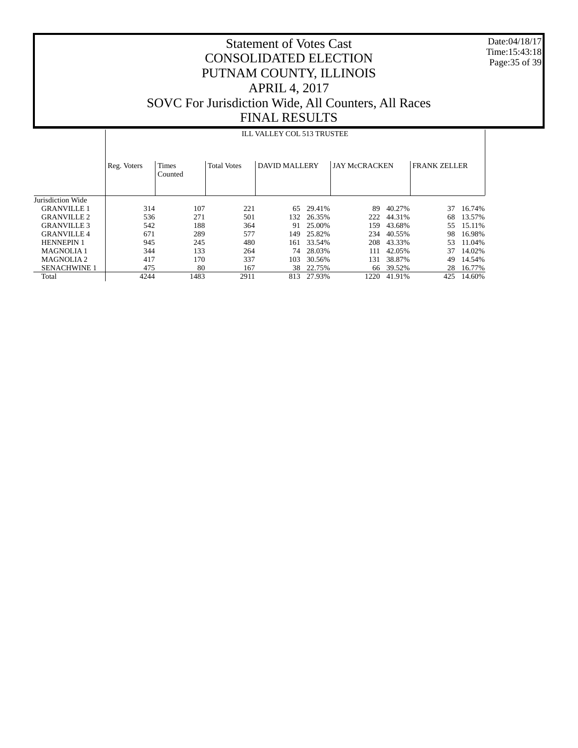# Statement of Votes Cast
# CONSOLIDATED ELECTION
# PUTNAM COUNTY, ILLINOIS
# APRIL 4, 2017
# SOVC For Jurisdiction Wide, All Counters, All Races
# FINAL RESULTS

Date:04/18/17
Time:15:43:18

## ILL VALLEY COL 513 TRUSTEE

| | Reg. Voters | Times Counted | Total Votes | DAVID MALLERY | | JAY McCRACKEN | | FRANK ZELLER | |
|---|---|---|---|---|---|---|---|---|---|
| Jurisdiction Wide | | | | | | | | | |
| GRANVILLE 1 | 314 | 107 | 221 | 65 | 29.41% | 89 | 40.27% | 37 | 16.74% |
| GRANVILLE 2 | 536 | 271 | 501 | 132 | 26.35% | 222 | 44.31% | 68 | 13.57% |
| GRANVILLE 3 | 542 | 188 | 364 | 91 | 25.00% | 159 | 43.68% | 55 | 15.11% |
| GRANVILLE 4 | 671 | 289 | 577 | 149 | 25.82% | 234 | 40.55% | 98 | 16.98% |
| HENNEPIN 1 | 945 | 245 | 480 | 161 | 33.54% | 208 | 43.33% | 53 | 11.04% |
| MAGNOLIA 1 | 344 | 133 | 264 | 74 | 28.03% | 111 | 42.05% | 37 | 14.02% |
| MAGNOLIA 2 | 417 | 170 | 337 | 103 | 30.56% | 131 | 38.87% | 49 | 14.54% |
| SENACHWINE 1 | 475 | 80 | 167 | 38 | 22.75% | 66 | 39.52% | 28 | 16.77% |
| Total | 4244 | 1483 | 2911 | 813 | 27.93% | 1220 | 41.91% | 425 | 14.60% |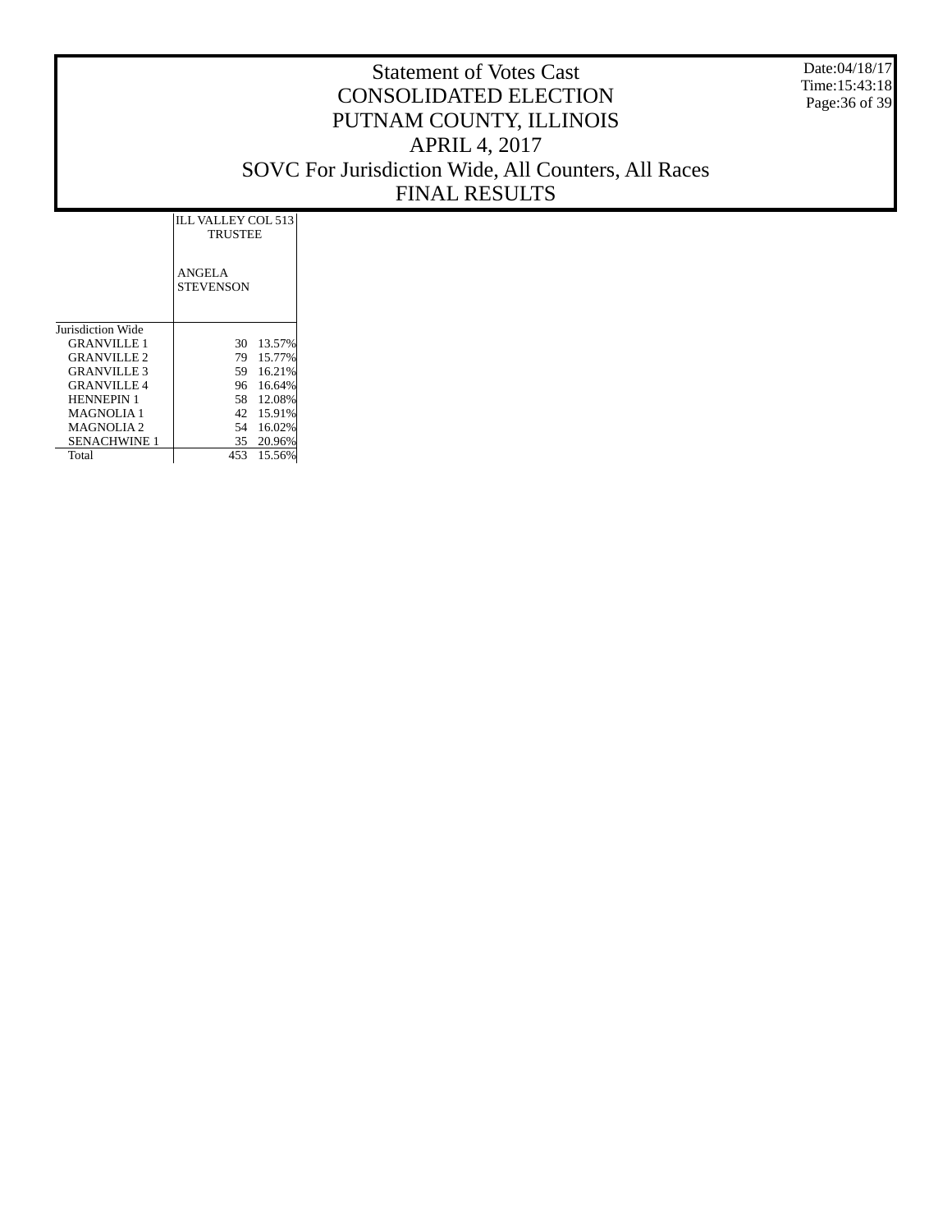# Statement of Votes Cast
# CONSOLIDATED ELECTION
# PUTNAM COUNTY, ILLINOIS
# APRIL 4, 2017
# SOVC For Jurisdiction Wide, All Counters, All Races
# FINAL RESULTS

Date:04/18/17
Time:15:43:18

| | ILL VALLEY COL 513 TRUSTEE | |
|---|---|---|
| | ANGELA STEVENSON | |
| Jurisdiction Wide | | |
| GRANVILLE 1 | 30 | 13.57% |
| GRANVILLE 2 | 79 | 15.77% |
| GRANVILLE 3 | 59 | 16.21% |
| GRANVILLE 4 | 96 | 16.64% |
| HENNEPIN 1 | 58 | 12.08% |
| MAGNOLIA 1 | 42 | 15.91% |
| MAGNOLIA 2 | 54 | 16.02% |
| SENACHWINE 1 | 35 | 20.96% |
| Total | 453 | 15.56% |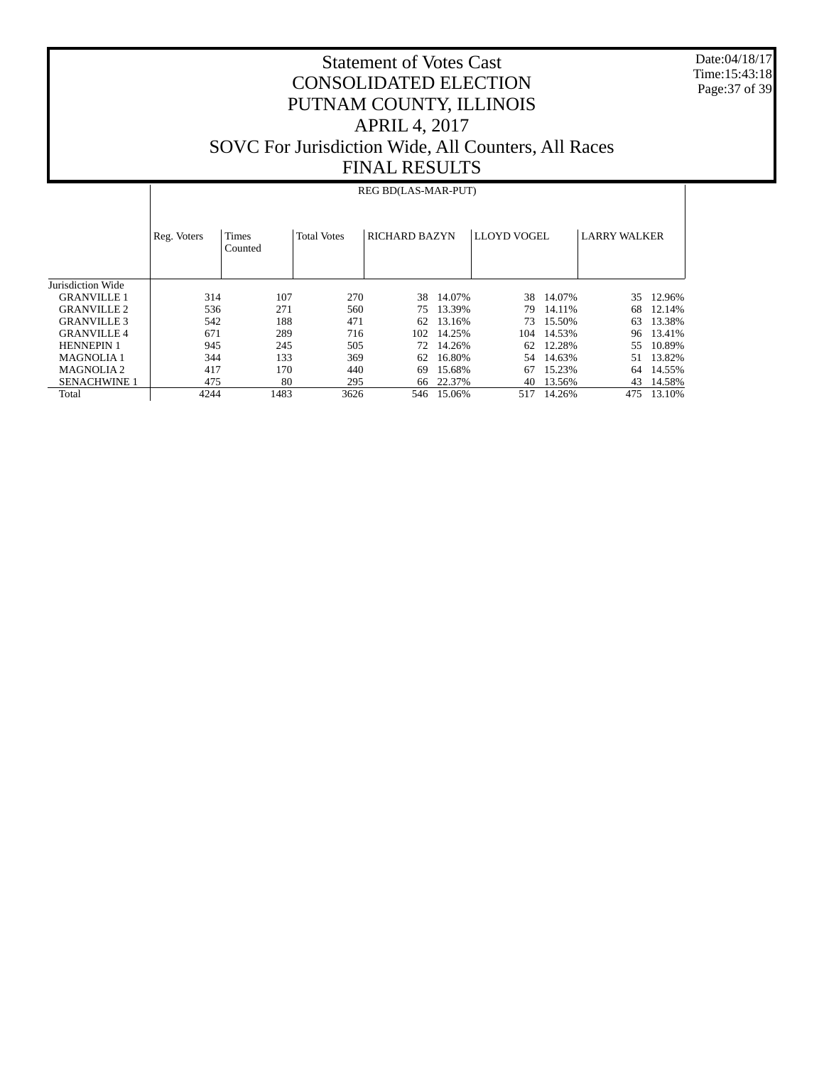# Statement of Votes Cast
# CONSOLIDATED ELECTION
# PUTNAM COUNTY, ILLINOIS
# APRIL 4, 2017
# SOVC For Jurisdiction Wide, All Counters, All Races
# FINAL RESULTS

Date:04/18/17
Time:15:43:18

| | REG BD(LAS-MAR-PUT) | | | | | | | | |
|---|---|---|---|---|---|---|---|---|---|
| | Reg. Voters | Times Counted | Total Votes | RICHARD BAZYN | | LLOYD VOGEL | | LARRY WALKER | |
| Jurisdiction Wide | | | | | | | | | |
| GRANVILLE 1 | 314 | 107 | 270 | 38 | 14.07% | 38 | 14.07% | 35 | 12.96% |
| GRANVILLE 2 | 536 | 271 | 560 | 75 | 13.39% | 79 | 14.11% | 68 | 12.14% |
| GRANVILLE 3 | 542 | 188 | 471 | 62 | 13.16% | 73 | 15.50% | 63 | 13.38% |
| GRANVILLE 4 | 671 | 289 | 716 | 102 | 14.25% | 104 | 14.53% | 96 | 13.41% |
| HENNEPIN 1 | 945 | 245 | 505 | 72 | 14.26% | 62 | 12.28% | 55 | 10.89% |
| MAGNOLIA 1 | 344 | 133 | 369 | 62 | 16.80% | 54 | 14.63% | 51 | 13.82% |
| MAGNOLIA 2 | 417 | 170 | 440 | 69 | 15.68% | 67 | 15.23% | 64 | 14.55% |
| SENACHWINE 1 | 475 | 80 | 295 | 66 | 22.37% | 40 | 13.56% | 43 | 14.58% |
| Total | 4244 | 1483 | 3626 | 546 | 15.06% | 517 | 14.26% | 475 | 13.10% |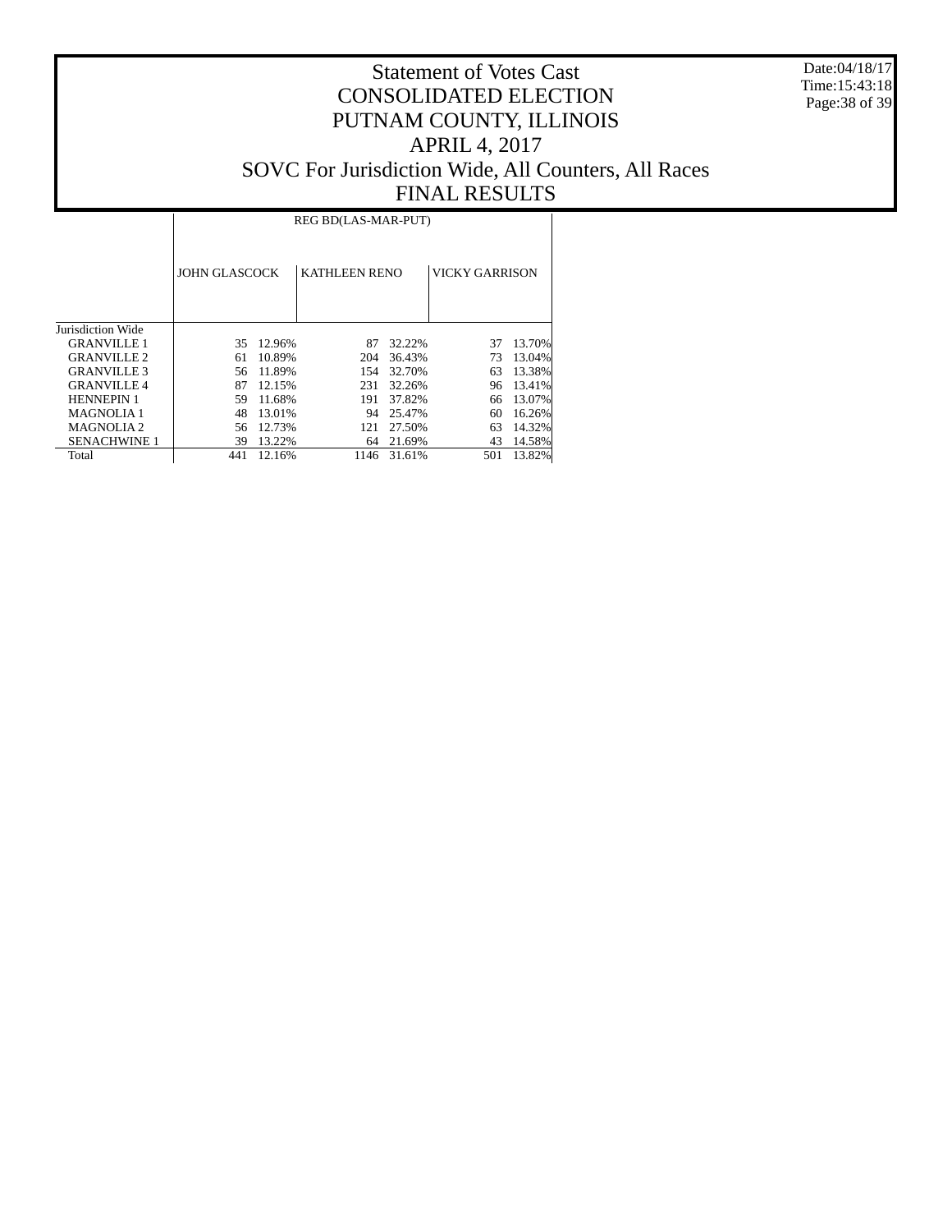# Statement of Votes Cast
# CONSOLIDATED ELECTION
# PUTNAM COUNTY, ILLINOIS
# APRIL 4, 2017
# SOVC For Jurisdiction Wide, All Counters, All Races
# FINAL RESULTS

| | REG BD(LAS-MAR-PUT) | | | | | |
|---|---|---|---|---|---|---|
| | JOHN GLASCOCK | | KATHLEEN RENO | | VICKY GARRISON | |
| Jurisdiction Wide | | | | | | |
| GRANVILLE 1 | 35 | 12.96% | 87 | 32.22% | 37 | 13.70% |
| GRANVILLE 2 | 61 | 10.89% | 204 | 36.43% | 73 | 13.04% |
| GRANVILLE 3 | 56 | 11.89% | 154 | 32.70% | 63 | 13.38% |
| GRANVILLE 4 | 87 | 12.15% | 231 | 32.26% | 96 | 13.41% |
| HENNEPIN 1 | 59 | 11.68% | 191 | 37.82% | 66 | 13.07% |
| MAGNOLIA 1 | 48 | 13.01% | 94 | 25.47% | 60 | 16.26% |
| MAGNOLIA 2 | 56 | 12.73% | 121 | 27.50% | 63 | 14.32% |
| SENACHWINE 1 | 39 | 13.22% | 64 | 21.69% | 43 | 14.58% |
| Total | 441 | 12.16% | 1146 | 31.61% | 501 | 13.82% |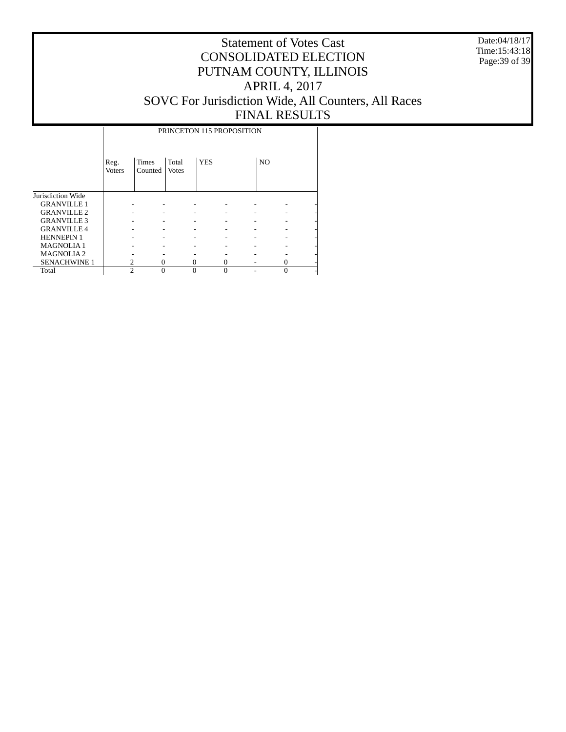| | PRINCETON 115 PROPOSITION | | | | | | |
|---|---|---|---|---|---|---|---|
| | Reg. Voters | Times Counted | Total Votes | YES | | NO | |
| Jurisdiction Wide | | | | | | | |
| GRANVILLE 1 | - | - | - | - | - | - | - |
| GRANVILLE 2 | - | - | - | - | - | - | - |
| GRANVILLE 3 | - | - | - | - | - | - | - |
| GRANVILLE 4 | - | - | - | - | - | - | - |
| HENNEPIN 1 | - | - | - | - | - | - | - |
| MAGNOLIA 1 | - | - | - | - | - | - | - |
| MAGNOLIA 2 | - | - | - | - | - | - | - |
| SENACHWINE 1 | 2 | 0 | 0 | 0 | - | 0 | - |
| Total | 2 | 0 | 0 | 0 | - | 0 | - |